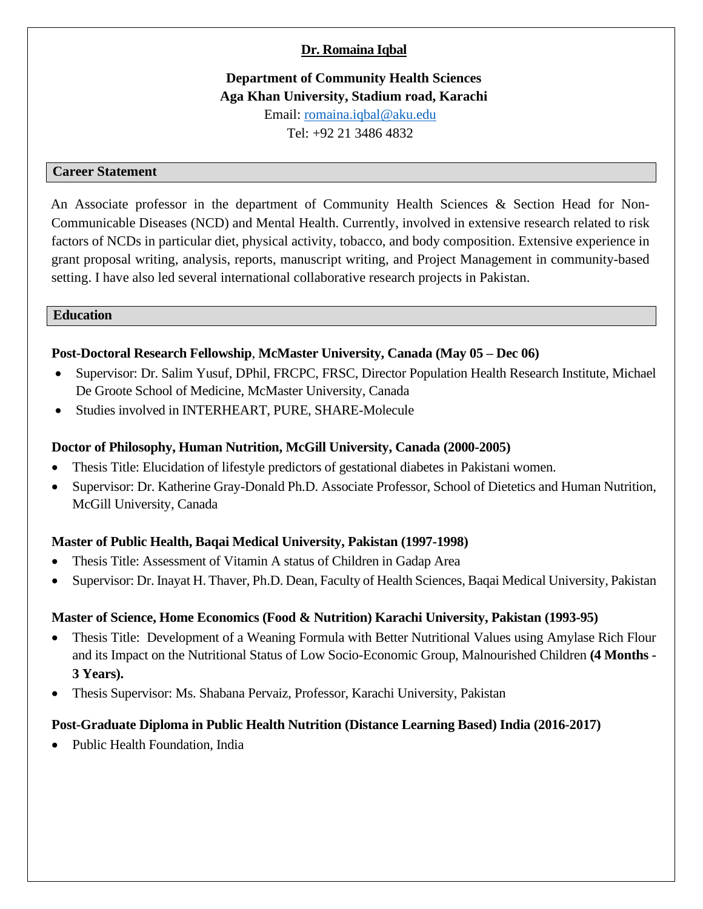# Dr. Romaina Iqbal

**Department of Community Health Sciences**
**Aga Khan University, Stadium road, Karachi**
Email: romaina.iqbal@aku.edu
Tel: +92 21 3486 4832

## Career Statement

An Associate professor in the department of Community Health Sciences & Section Head for Non-Communicable Diseases (NCD) and Mental Health. Currently, involved in extensive research related to risk factors of NCDs in particular diet, physical activity, tobacco, and body composition. Extensive experience in grant proposal writing, analysis, reports, manuscript writing, and Project Management in community-based setting. I have also led several international collaborative research projects in Pakistan.

## Education

**Post-Doctoral Research Fellowship**, **McMaster University, Canada (May 05 – Dec 06)**

- Supervisor: Dr. Salim Yusuf, DPhil, FRCPC, FRSC, Director Population Health Research Institute, Michael De Groote School of Medicine, McMaster University, Canada
- Studies involved in INTERHEART, PURE, SHARE-Molecule

**Doctor of Philosophy, Human Nutrition, McGill University, Canada (2000-2005)**

- Thesis Title: Elucidation of lifestyle predictors of gestational diabetes in Pakistani women.
- Supervisor: Dr. Katherine Gray-Donald Ph.D. Associate Professor, School of Dietetics and Human Nutrition, McGill University, Canada

**Master of Public Health, Baqai Medical University, Pakistan (1997-1998)**

- Thesis Title: Assessment of Vitamin A status of Children in Gadap Area
- Supervisor: Dr. Inayat H. Thaver, Ph.D. Dean, Faculty of Health Sciences, Baqai Medical University, Pakistan

**Master of Science, Home Economics (Food & Nutrition) Karachi University, Pakistan (1993-95)**

- Thesis Title: Development of a Weaning Formula with Better Nutritional Values using Amylase Rich Flour and its Impact on the Nutritional Status of Low Socio-Economic Group, Malnourished Children **(4 Months - 3 Years).**
- Thesis Supervisor: Ms. Shabana Pervaiz, Professor, Karachi University, Pakistan

**Post-Graduate Diploma in Public Health Nutrition (Distance Learning Based) India (2016-2017)**

- Public Health Foundation, India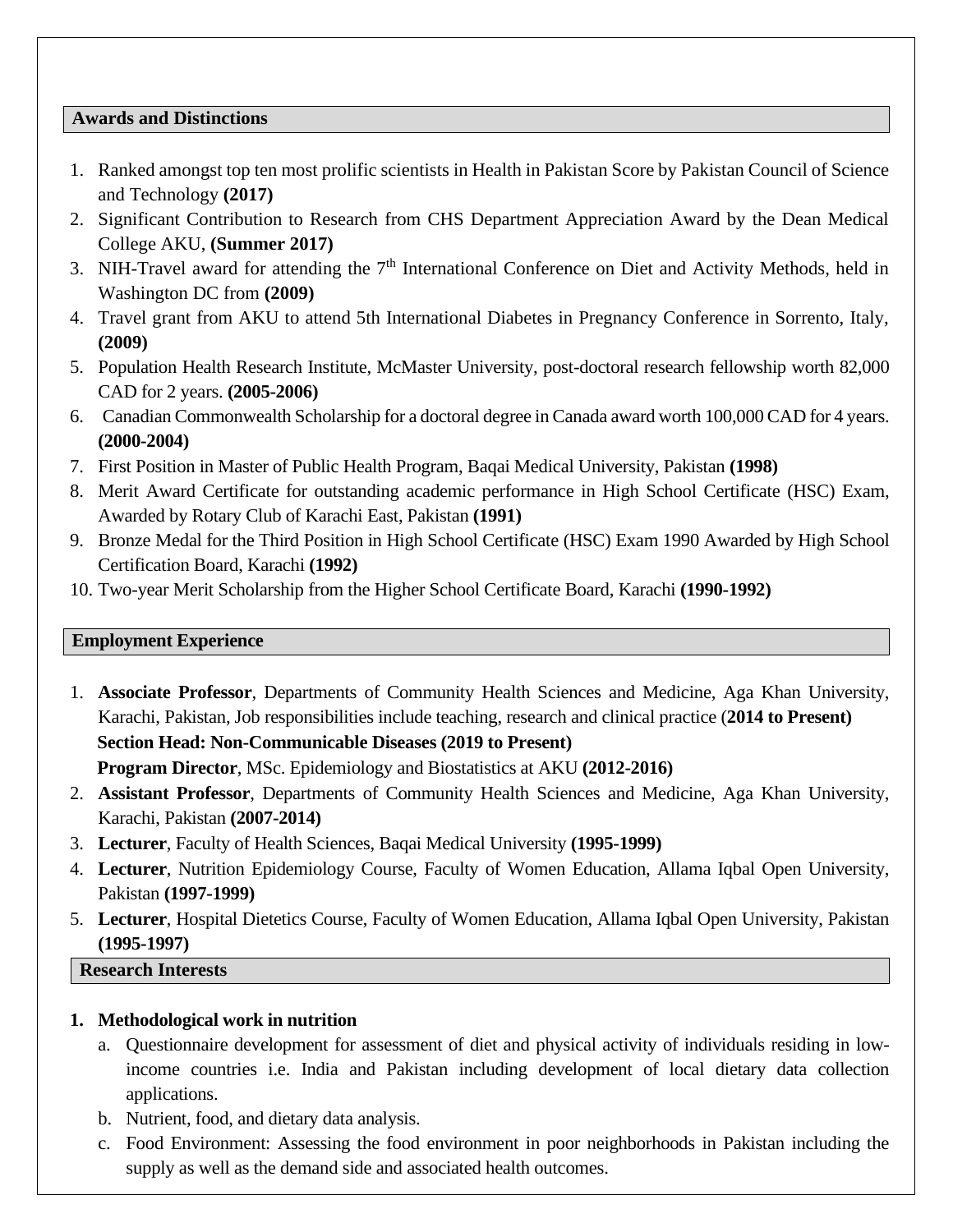## Awards and Distinctions

1. Ranked amongst top ten most prolific scientists in Health in Pakistan Score by Pakistan Council of Science and Technology **(2017)**
2. Significant Contribution to Research from CHS Department Appreciation Award by the Dean Medical College AKU, **(Summer 2017)**
3. NIH-Travel award for attending the 7th International Conference on Diet and Activity Methods, held in Washington DC from **(2009)**
4. Travel grant from AKU to attend 5th International Diabetes in Pregnancy Conference in Sorrento, Italy, **(2009)**
5. Population Health Research Institute, McMaster University, post-doctoral research fellowship worth 82,000 CAD for 2 years. **(2005-2006)**
6. Canadian Commonwealth Scholarship for a doctoral degree in Canada award worth 100,000 CAD for 4 years. **(2000-2004)**
7. First Position in Master of Public Health Program, Baqai Medical University, Pakistan **(1998)**
8. Merit Award Certificate for outstanding academic performance in High School Certificate (HSC) Exam, Awarded by Rotary Club of Karachi East, Pakistan **(1991)**
9. Bronze Medal for the Third Position in High School Certificate (HSC) Exam 1990 Awarded by High School Certification Board, Karachi **(1992)**
10. Two-year Merit Scholarship from the Higher School Certificate Board, Karachi **(1990-1992)**

## Employment Experience

1. **Associate Professor**, Departments of Community Health Sciences and Medicine, Aga Khan University, Karachi, Pakistan, Job responsibilities include teaching, research and clinical practice (**2014 to Present)**
   **Section Head: Non-Communicable Diseases (2019 to Present)**
   **Program Director**, MSc. Epidemiology and Biostatistics at AKU **(2012-2016)**
2. **Assistant Professor**, Departments of Community Health Sciences and Medicine, Aga Khan University, Karachi, Pakistan **(2007-2014)**
3. **Lecturer**, Faculty of Health Sciences, Baqai Medical University **(1995-1999)**
4. **Lecturer**, Nutrition Epidemiology Course, Faculty of Women Education, Allama Iqbal Open University, Pakistan **(1997-1999)**
5. **Lecturer**, Hospital Dietetics Course, Faculty of Women Education, Allama Iqbal Open University, Pakistan **(1995-1997)**

## Research Interests

1. **Methodological work in nutrition**
   a. Questionnaire development for assessment of diet and physical activity of individuals residing in low-income countries i.e. India and Pakistan including development of local dietary data collection applications.
   b. Nutrient, food, and dietary data analysis.
   c. Food Environment: Assessing the food environment in poor neighborhoods in Pakistan including the supply as well as the demand side and associated health outcomes.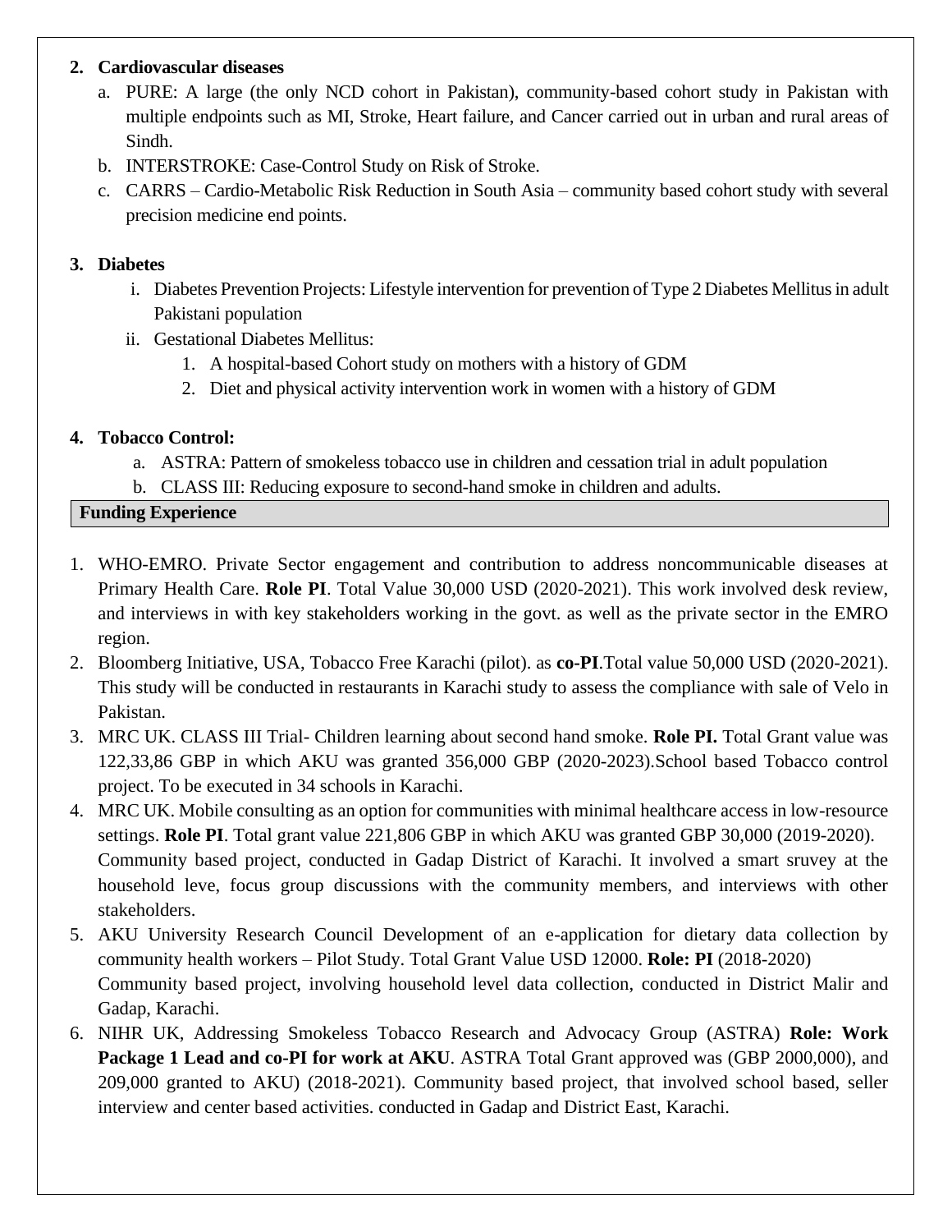2. **Cardiovascular diseases**
   a. PURE: A large (the only NCD cohort in Pakistan), community-based cohort study in Pakistan with multiple endpoints such as MI, Stroke, Heart failure, and Cancer carried out in urban and rural areas of Sindh.
   b. INTERSTROKE: Case-Control Study on Risk of Stroke.
   c. CARRS – Cardio-Metabolic Risk Reduction in South Asia – community based cohort study with several precision medicine end points.

3. **Diabetes**
   i. Diabetes Prevention Projects: Lifestyle intervention for prevention of Type 2 Diabetes Mellitus in adult Pakistani population
   ii. Gestational Diabetes Mellitus:
      1. A hospital-based Cohort study on mothers with a history of GDM
      2. Diet and physical activity intervention work in women with a history of GDM

4. **Tobacco Control:**
   a. ASTRA: Pattern of smokeless tobacco use in children and cessation trial in adult population
   b. CLASS III: Reducing exposure to second-hand smoke in children and adults.

## Funding Experience

1. WHO-EMRO. Private Sector engagement and contribution to address noncommunicable diseases at Primary Health Care. **Role PI**. Total Value 30,000 USD (2020-2021). This work involved desk review, and interviews in with key stakeholders working in the govt. as well as the private sector in the EMRO region.
2. Bloomberg Initiative, USA, Tobacco Free Karachi (pilot). as **co-PI**.Total value 50,000 USD (2020-2021). This study will be conducted in restaurants in Karachi study to assess the compliance with sale of Velo in Pakistan.
3. MRC UK. CLASS III Trial- Children learning about second hand smoke. **Role PI.** Total Grant value was 122,33,86 GBP in which AKU was granted 356,000 GBP (2020-2023).School based Tobacco control project. To be executed in 34 schools in Karachi.
4. MRC UK. Mobile consulting as an option for communities with minimal healthcare access in low-resource settings. **Role PI**. Total grant value 221,806 GBP in which AKU was granted GBP 30,000 (2019-2020). Community based project, conducted in Gadap District of Karachi. It involved a smart sruvey at the household leve, focus group discussions with the community members, and interviews with other stakeholders.
5. AKU University Research Council Development of an e-application for dietary data collection by community health workers – Pilot Study. Total Grant Value USD 12000. **Role: PI** (2018-2020) Community based project, involving household level data collection, conducted in District Malir and Gadap, Karachi.
6. NIHR UK, Addressing Smokeless Tobacco Research and Advocacy Group (ASTRA) **Role: Work Package 1 Lead and co-PI for work at AKU**. ASTRA Total Grant approved was (GBP 2000,000), and 209,000 granted to AKU) (2018-2021). Community based project, that involved school based, seller interview and center based activities. conducted in Gadap and District East, Karachi.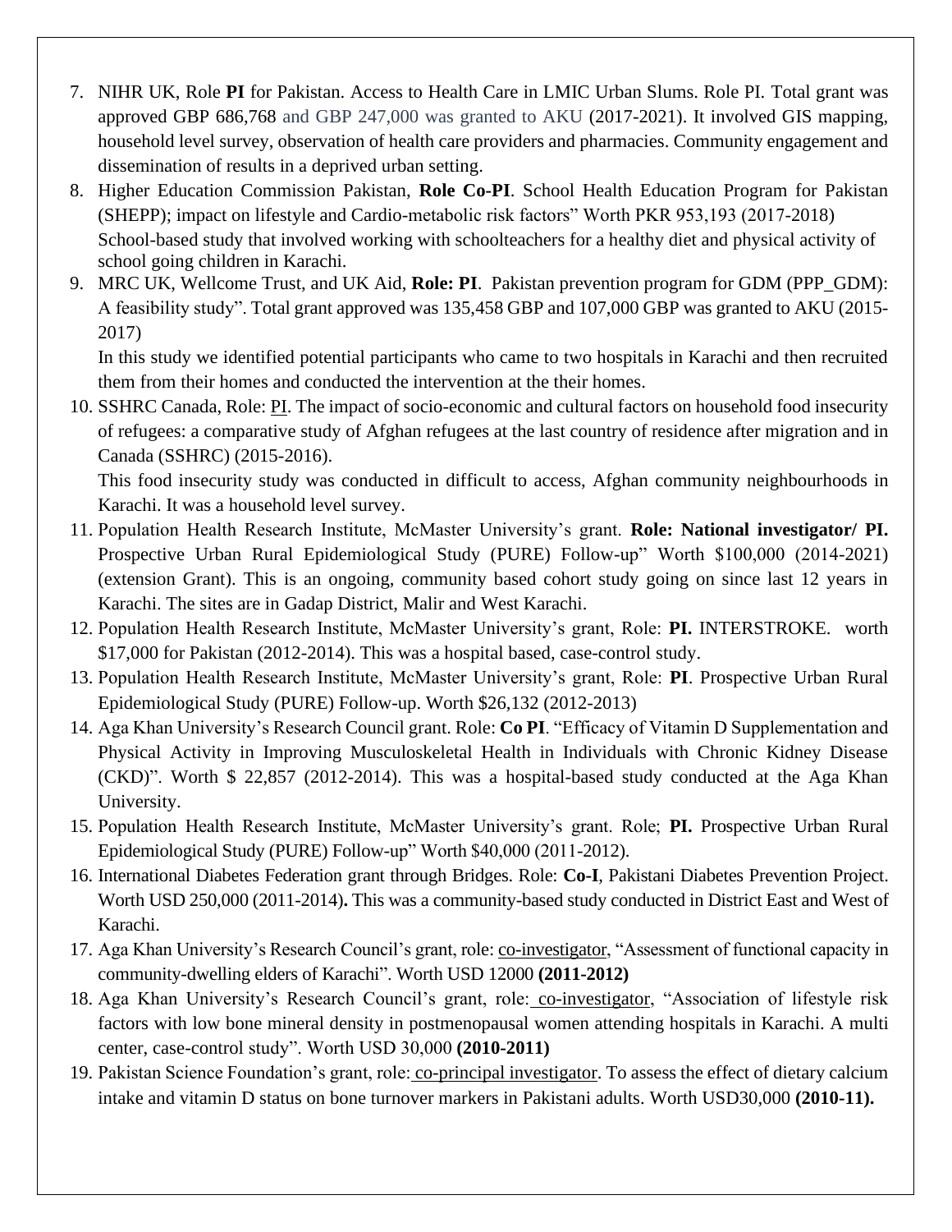7. NIHR UK, Role **PI** for Pakistan. Access to Health Care in LMIC Urban Slums. Role PI. Total grant was approved GBP 686,768 and GBP 247,000 was granted to AKU (2017-2021). It involved GIS mapping, household level survey, observation of health care providers and pharmacies. Community engagement and dissemination of results in a deprived urban setting.
8. Higher Education Commission Pakistan, **Role Co-PI**. School Health Education Program for Pakistan (SHEPP); impact on lifestyle and Cardio-metabolic risk factors" Worth PKR 953,193 (2017-2018) School-based study that involved working with schoolteachers for a healthy diet and physical activity of school going children in Karachi.
9. MRC UK, Wellcome Trust, and UK Aid, **Role: PI**. Pakistan prevention program for GDM (PPP_GDM): A feasibility study". Total grant approved was 135,458 GBP and 107,000 GBP was granted to AKU (2015-2017)

   In this study we identified potential participants who came to two hospitals in Karachi and then recruited them from their homes and conducted the intervention at the their homes.
10. SSHRC Canada, Role: PI. The impact of socio-economic and cultural factors on household food insecurity of refugees: a comparative study of Afghan refugees at the last country of residence after migration and in Canada (SSHRC) (2015-2016).

    This food insecurity study was conducted in difficult to access, Afghan community neighbourhoods in Karachi. It was a household level survey.
11. Population Health Research Institute, McMaster University's grant. **Role: National investigator/ PI.** Prospective Urban Rural Epidemiological Study (PURE) Follow-up" Worth $100,000 (2014-2021) (extension Grant). This is an ongoing, community based cohort study going on since last 12 years in Karachi. The sites are in Gadap District, Malir and West Karachi.
12. Population Health Research Institute, McMaster University's grant, Role: **PI.** INTERSTROKE. worth $17,000 for Pakistan (2012-2014). This was a hospital based, case-control study.
13. Population Health Research Institute, McMaster University's grant, Role: **PI**. Prospective Urban Rural Epidemiological Study (PURE) Follow-up. Worth $26,132 (2012-2013)
14. Aga Khan University's Research Council grant. Role: **Co PI**. "Efficacy of Vitamin D Supplementation and Physical Activity in Improving Musculoskeletal Health in Individuals with Chronic Kidney Disease (CKD)". Worth $ 22,857 (2012-2014). This was a hospital-based study conducted at the Aga Khan University.
15. Population Health Research Institute, McMaster University's grant. Role; **PI.** Prospective Urban Rural Epidemiological Study (PURE) Follow-up" Worth $40,000 (2011-2012).
16. International Diabetes Federation grant through Bridges. Role: **Co-I**, Pakistani Diabetes Prevention Project. Worth USD 250,000 (2011-2014)**.** This was a community-based study conducted in District East and West of Karachi.
17. Aga Khan University's Research Council's grant, role: co-investigator, "Assessment of functional capacity in community-dwelling elders of Karachi". Worth USD 12000 **(2011-2012)**
18. Aga Khan University's Research Council's grant, role: co-investigator, "Association of lifestyle risk factors with low bone mineral density in postmenopausal women attending hospitals in Karachi. A multi center, case-control study". Worth USD 30,000 **(2010-2011)**
19. Pakistan Science Foundation's grant, role: co-principal investigator. To assess the effect of dietary calcium intake and vitamin D status on bone turnover markers in Pakistani adults. Worth USD30,000 **(2010-11).**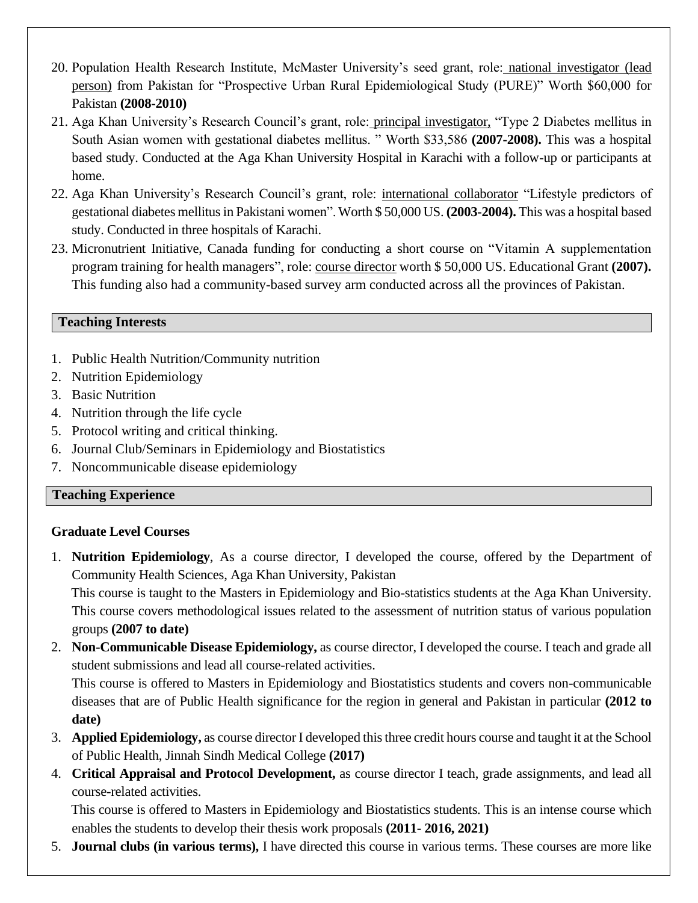20. Population Health Research Institute, McMaster University's seed grant, role: national investigator (lead person) from Pakistan for "Prospective Urban Rural Epidemiological Study (PURE)" Worth $60,000 for Pakistan **(2008-2010)**
21. Aga Khan University's Research Council's grant, role: principal investigator, "Type 2 Diabetes mellitus in South Asian women with gestational diabetes mellitus. " Worth $33,586 **(2007-2008).** This was a hospital based study. Conducted at the Aga Khan University Hospital in Karachi with a follow-up or participants at home.
22. Aga Khan University's Research Council's grant, role: international collaborator "Lifestyle predictors of gestational diabetes mellitus in Pakistani women". Worth $ 50,000 US. **(2003-2004).** This was a hospital based study. Conducted in three hospitals of Karachi.
23. Micronutrient Initiative, Canada funding for conducting a short course on "Vitamin A supplementation program training for health managers", role: course director worth $ 50,000 US. Educational Grant **(2007).** This funding also had a community-based survey arm conducted across all the provinces of Pakistan.

## Teaching Interests

1. Public Health Nutrition/Community nutrition
2. Nutrition Epidemiology
3. Basic Nutrition
4. Nutrition through the life cycle
5. Protocol writing and critical thinking.
6. Journal Club/Seminars in Epidemiology and Biostatistics
7. Noncommunicable disease epidemiology

## Teaching Experience

### Graduate Level Courses

1. **Nutrition Epidemiology**, As a course director, I developed the course, offered by the Department of Community Health Sciences, Aga Khan University, Pakistan
   This course is taught to the Masters in Epidemiology and Bio-statistics students at the Aga Khan University. This course covers methodological issues related to the assessment of nutrition status of various population groups **(2007 to date)**
2. **Non-Communicable Disease Epidemiology,** as course director, I developed the course. I teach and grade all student submissions and lead all course-related activities.
   This course is offered to Masters in Epidemiology and Biostatistics students and covers non-communicable diseases that are of Public Health significance for the region in general and Pakistan in particular **(2012 to date)**
3. **Applied Epidemiology,** as course director I developed this three credit hours course and taught it at the School of Public Health, Jinnah Sindh Medical College **(2017)**
4. **Critical Appraisal and Protocol Development,** as course director I teach, grade assignments, and lead all course-related activities.
   This course is offered to Masters in Epidemiology and Biostatistics students. This is an intense course which enables the students to develop their thesis work proposals **(2011- 2016, 2021)**
5. **Journal clubs (in various terms),** I have directed this course in various terms. These courses are more like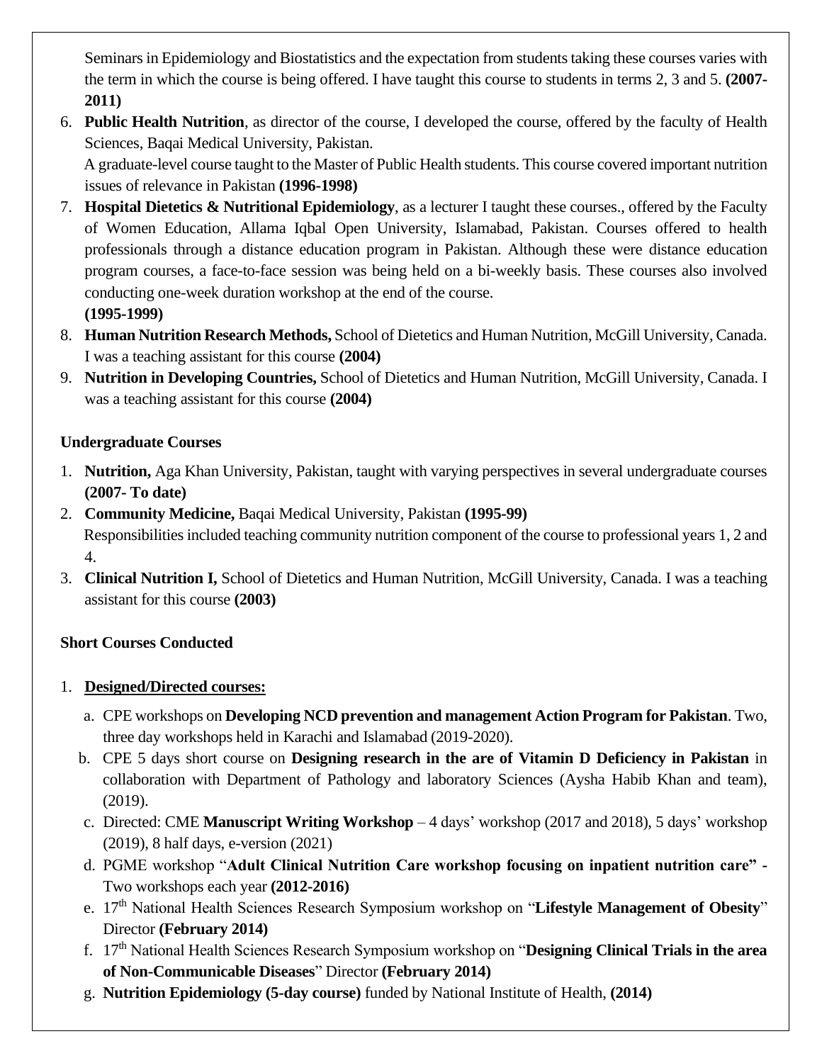Seminars in Epidemiology and Biostatistics and the expectation from students taking these courses varies with the term in which the course is being offered. I have taught this course to students in terms 2, 3 and 5. **(2007-2011)**

6. **Public Health Nutrition**, as director of the course, I developed the course, offered by the faculty of Health Sciences, Baqai Medical University, Pakistan.
   A graduate-level course taught to the Master of Public Health students. This course covered important nutrition issues of relevance in Pakistan **(1996-1998)**
7. **Hospital Dietetics & Nutritional Epidemiology**, as a lecturer I taught these courses., offered by the Faculty of Women Education, Allama Iqbal Open University, Islamabad, Pakistan. Courses offered to health professionals through a distance education program in Pakistan. Although these were distance education program courses, a face-to-face session was being held on a bi-weekly basis. These courses also involved conducting one-week duration workshop at the end of the course.
   **(1995-1999)**
8. **Human Nutrition Research Methods,** School of Dietetics and Human Nutrition, McGill University, Canada. I was a teaching assistant for this course **(2004)**
9. **Nutrition in Developing Countries,** School of Dietetics and Human Nutrition, McGill University, Canada. I was a teaching assistant for this course **(2004)**

**Undergraduate Courses**

1. **Nutrition,** Aga Khan University, Pakistan, taught with varying perspectives in several undergraduate courses **(2007- To date)**
2. **Community Medicine,** Baqai Medical University, Pakistan **(1995-99)**
   Responsibilities included teaching community nutrition component of the course to professional years 1, 2 and 4.
3. **Clinical Nutrition I,** School of Dietetics and Human Nutrition, McGill University, Canada. I was a teaching assistant for this course **(2003)**

**Short Courses Conducted**

1. **Designed/Directed courses:**
   a. CPE workshops on **Developing NCD prevention and management Action Program for Pakistan**. Two, three day workshops held in Karachi and Islamabad (2019-2020).
   b. CPE 5 days short course on **Designing research in the are of Vitamin D Deficiency in Pakistan** in collaboration with Department of Pathology and laboratory Sciences (Aysha Habib Khan and team), (2019).
   c. Directed: CME **Manuscript Writing Workshop** – 4 days' workshop (2017 and 2018), 5 days' workshop (2019), 8 half days, e-version (2021)
   d. PGME workshop "**Adult Clinical Nutrition Care workshop focusing on inpatient nutrition care" -** Two workshops each year **(2012-2016)**
   e. 17th National Health Sciences Research Symposium workshop on "**Lifestyle Management of Obesity**" Director **(February 2014)**
   f. 17th National Health Sciences Research Symposium workshop on "**Designing Clinical Trials in the area of Non-Communicable Diseases**" Director **(February 2014)**
   g. **Nutrition Epidemiology (5-day course)** funded by National Institute of Health, **(2014)**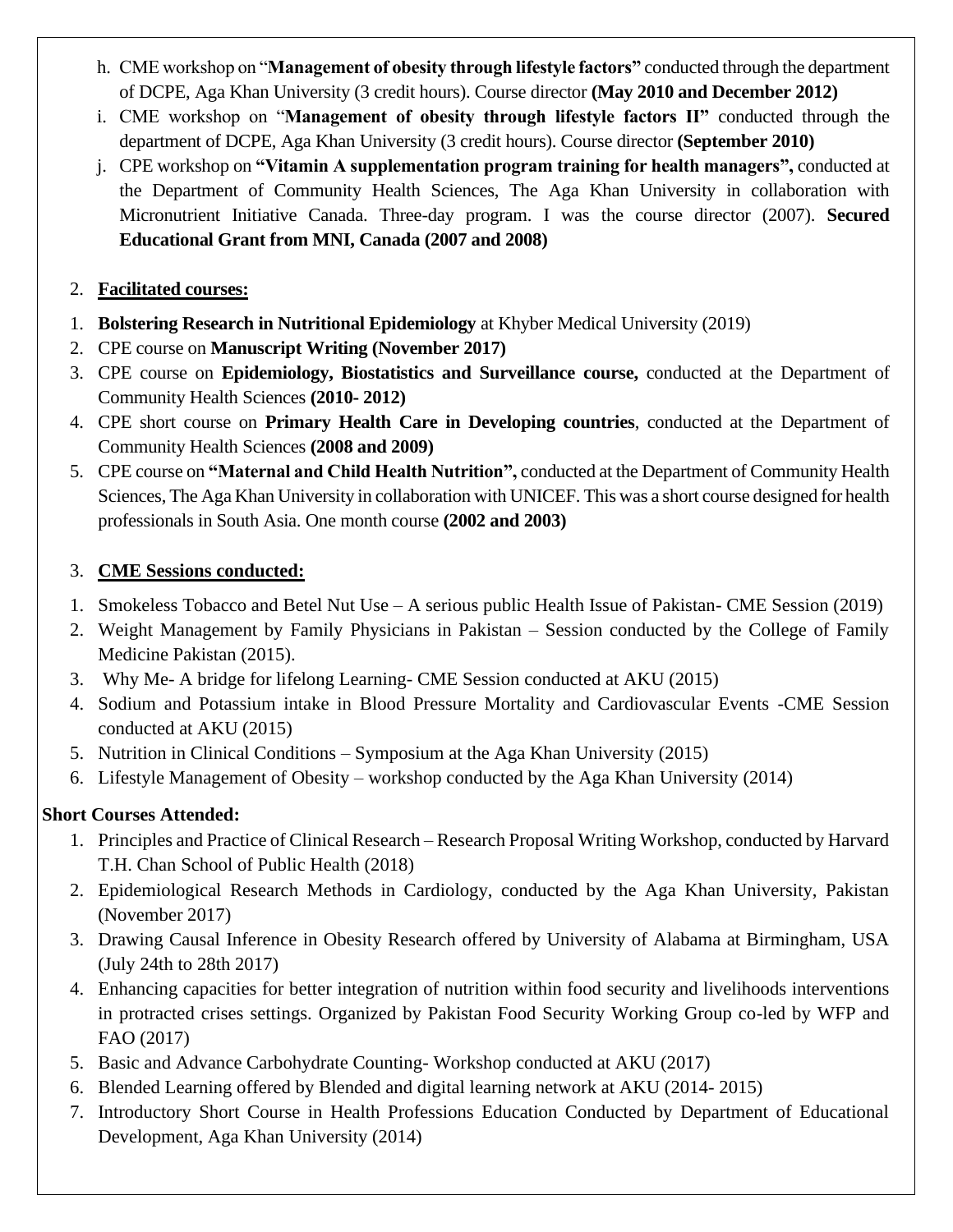h. CME workshop on "**Management of obesity through lifestyle factors"** conducted through the department of DCPE, Aga Khan University (3 credit hours). Course director **(May 2010 and December 2012)**

i. CME workshop on "**Management of obesity through lifestyle factors II"** conducted through the department of DCPE, Aga Khan University (3 credit hours). Course director **(September 2010)**

j. CPE workshop on **"Vitamin A supplementation program training for health managers",** conducted at the Department of Community Health Sciences, The Aga Khan University in collaboration with Micronutrient Initiative Canada. Three-day program. I was the course director (2007). **Secured Educational Grant from MNI, Canada (2007 and 2008)**

2. **Facilitated courses:**

1. **Bolstering Research in Nutritional Epidemiology** at Khyber Medical University (2019)
2. CPE course on **Manuscript Writing (November 2017)**
3. CPE course on **Epidemiology, Biostatistics and Surveillance course,** conducted at the Department of Community Health Sciences **(2010- 2012)**
4. CPE short course on **Primary Health Care in Developing countries**, conducted at the Department of Community Health Sciences **(2008 and 2009)**
5. CPE course on **"Maternal and Child Health Nutrition",** conducted at the Department of Community Health Sciences, The Aga Khan University in collaboration with UNICEF. This was a short course designed for health professionals in South Asia. One month course **(2002 and 2003)**

3. **CME Sessions conducted:**

1. Smokeless Tobacco and Betel Nut Use – A serious public Health Issue of Pakistan- CME Session (2019)
2. Weight Management by Family Physicians in Pakistan – Session conducted by the College of Family Medicine Pakistan (2015).
3. Why Me- A bridge for lifelong Learning- CME Session conducted at AKU (2015)
4. Sodium and Potassium intake in Blood Pressure Mortality and Cardiovascular Events -CME Session conducted at AKU (2015)
5. Nutrition in Clinical Conditions – Symposium at the Aga Khan University (2015)
6. Lifestyle Management of Obesity – workshop conducted by the Aga Khan University (2014)

**Short Courses Attended:**

1. Principles and Practice of Clinical Research – Research Proposal Writing Workshop, conducted by Harvard T.H. Chan School of Public Health (2018)
2. Epidemiological Research Methods in Cardiology, conducted by the Aga Khan University, Pakistan (November 2017)
3. Drawing Causal Inference in Obesity Research offered by University of Alabama at Birmingham, USA (July 24th to 28th 2017)
4. Enhancing capacities for better integration of nutrition within food security and livelihoods interventions in protracted crises settings. Organized by Pakistan Food Security Working Group co-led by WFP and FAO (2017)
5. Basic and Advance Carbohydrate Counting- Workshop conducted at AKU (2017)
6. Blended Learning offered by Blended and digital learning network at AKU (2014- 2015)
7. Introductory Short Course in Health Professions Education Conducted by Department of Educational Development, Aga Khan University (2014)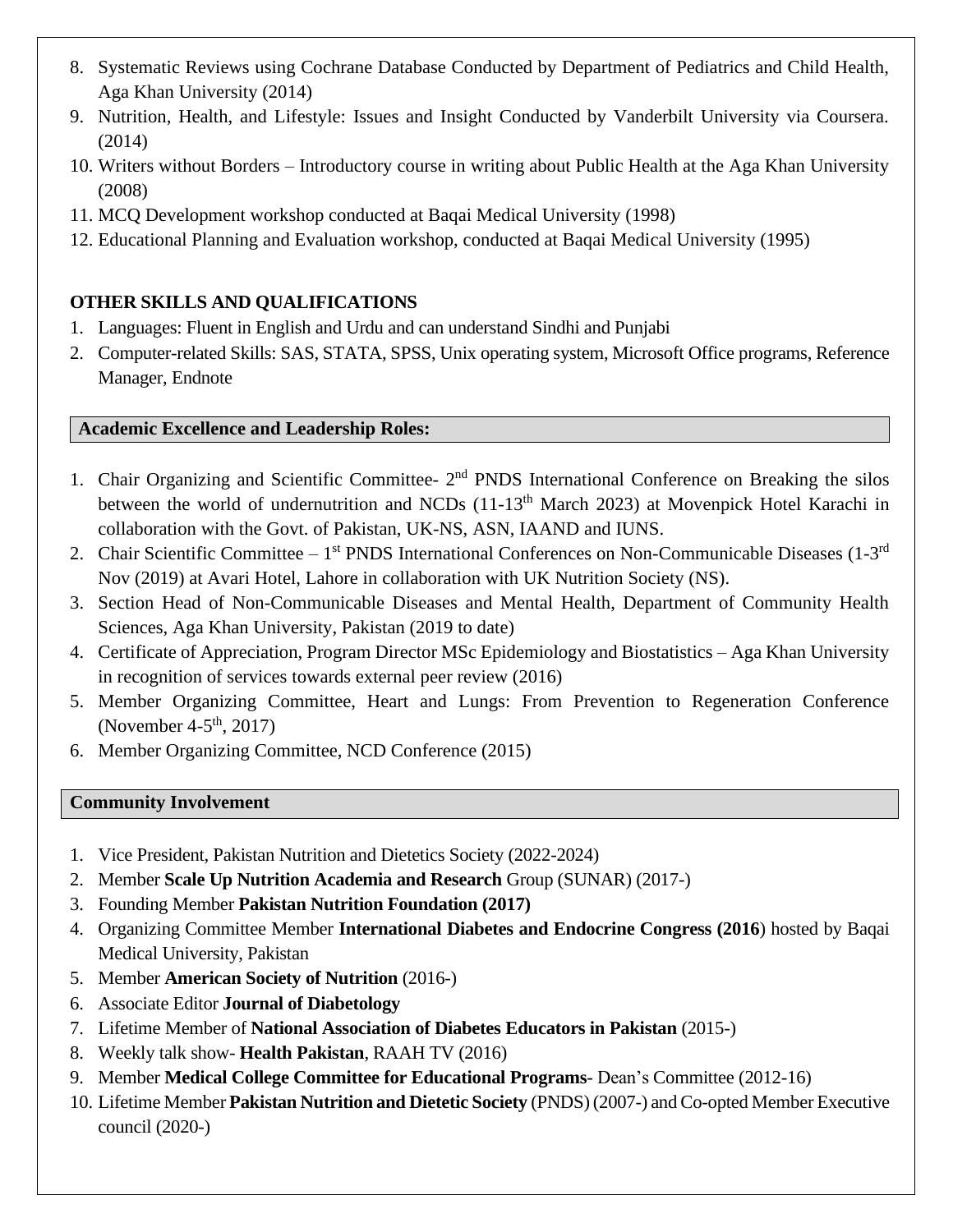8. Systematic Reviews using Cochrane Database Conducted by Department of Pediatrics and Child Health, Aga Khan University (2014)
9. Nutrition, Health, and Lifestyle: Issues and Insight Conducted by Vanderbilt University via Coursera. (2014)
10. Writers without Borders – Introductory course in writing about Public Health at the Aga Khan University (2008)
11. MCQ Development workshop conducted at Baqai Medical University (1998)
12. Educational Planning and Evaluation workshop, conducted at Baqai Medical University (1995)

## OTHER SKILLS AND QUALIFICATIONS

1. Languages: Fluent in English and Urdu and can understand Sindhi and Punjabi
2. Computer-related Skills: SAS, STATA, SPSS, Unix operating system, Microsoft Office programs, Reference Manager, Endnote

## Academic Excellence and Leadership Roles:

1. Chair Organizing and Scientific Committee- 2nd PNDS International Conference on Breaking the silos between the world of undernutrition and NCDs (11-13th March 2023) at Movenpick Hotel Karachi in collaboration with the Govt. of Pakistan, UK-NS, ASN, IAAND and IUNS.
2. Chair Scientific Committee – 1st PNDS International Conferences on Non-Communicable Diseases (1-3rd Nov (2019) at Avari Hotel, Lahore in collaboration with UK Nutrition Society (NS).
3. Section Head of Non-Communicable Diseases and Mental Health, Department of Community Health Sciences, Aga Khan University, Pakistan (2019 to date)
4. Certificate of Appreciation, Program Director MSc Epidemiology and Biostatistics – Aga Khan University in recognition of services towards external peer review (2016)
5. Member Organizing Committee, Heart and Lungs: From Prevention to Regeneration Conference (November 4-5th, 2017)
6. Member Organizing Committee, NCD Conference (2015)

## Community Involvement

1. Vice President, Pakistan Nutrition and Dietetics Society (2022-2024)
2. Member **Scale Up Nutrition Academia and Research** Group (SUNAR) (2017-)
3. Founding Member **Pakistan Nutrition Foundation (2017)**
4. Organizing Committee Member **International Diabetes and Endocrine Congress (2016**) hosted by Baqai Medical University, Pakistan
5. Member **American Society of Nutrition** (2016-)
6. Associate Editor **Journal of Diabetology**
7. Lifetime Member of **National Association of Diabetes Educators in Pakistan** (2015-)
8. Weekly talk show- **Health Pakistan**, RAAH TV (2016)
9. Member **Medical College Committee for Educational Programs**- Dean's Committee (2012-16)
10. Lifetime Member **Pakistan Nutrition and Dietetic Society** (PNDS) (2007-) and Co-opted Member Executive council (2020-)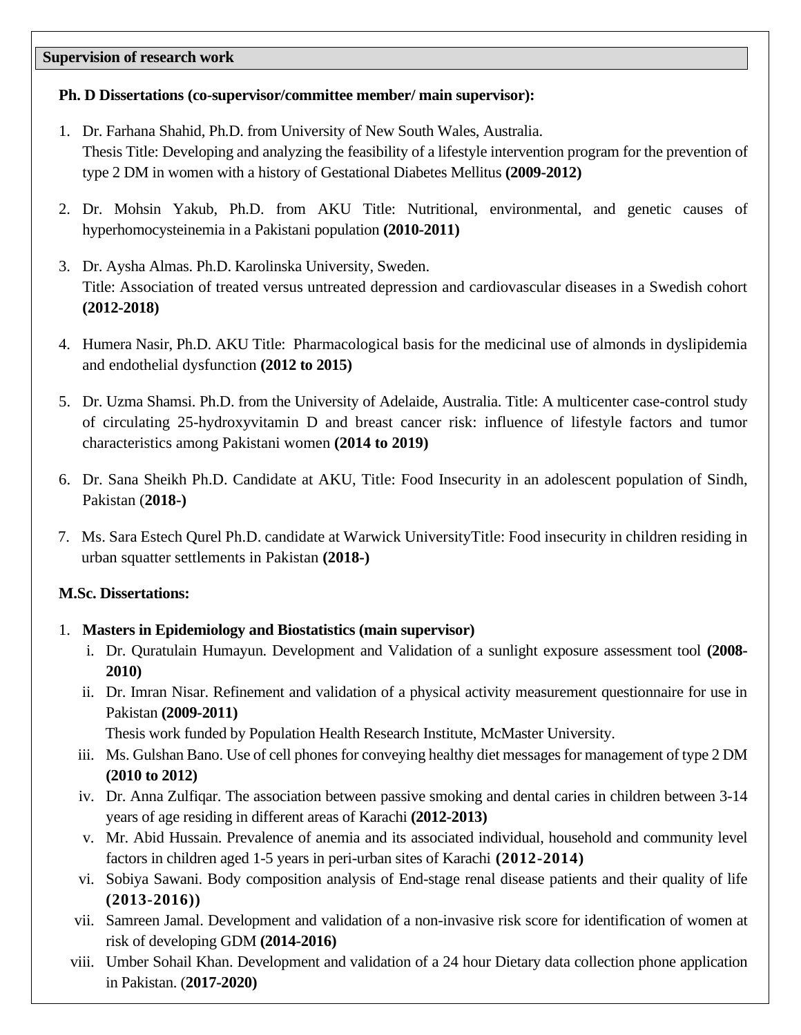## Supervision of research work

**Ph. D Dissertations (co-supervisor/committee member/ main supervisor):**

1. Dr. Farhana Shahid, Ph.D. from University of New South Wales, Australia.
   Thesis Title: Developing and analyzing the feasibility of a lifestyle intervention program for the prevention of type 2 DM in women with a history of Gestational Diabetes Mellitus **(2009-2012)**

2. Dr. Mohsin Yakub, Ph.D. from AKU Title: Nutritional, environmental, and genetic causes of hyperhomocysteinemia in a Pakistani population **(2010-2011)**

3. Dr. Aysha Almas. Ph.D. Karolinska University, Sweden.
   Title: Association of treated versus untreated depression and cardiovascular diseases in a Swedish cohort **(2012-2018)**

4. Humera Nasir, Ph.D. AKU Title: Pharmacological basis for the medicinal use of almonds in dyslipidemia and endothelial dysfunction **(2012 to 2015)**

5. Dr. Uzma Shamsi. Ph.D. from the University of Adelaide, Australia. Title: A multicenter case-control study of circulating 25-hydroxyvitamin D and breast cancer risk: influence of lifestyle factors and tumor characteristics among Pakistani women **(2014 to 2019)**

6. Dr. Sana Sheikh Ph.D. Candidate at AKU, Title: Food Insecurity in an adolescent population of Sindh, Pakistan (**2018-)**

7. Ms. Sara Estech Qurel Ph.D. candidate at Warwick UniversityTitle: Food insecurity in children residing in urban squatter settlements in Pakistan **(2018-)**

**M.Sc. Dissertations:**

1. **Masters in Epidemiology and Biostatistics (main supervisor)**
   i. Dr. Quratulain Humayun. Development and Validation of a sunlight exposure assessment tool **(2008-2010)**
   ii. Dr. Imran Nisar. Refinement and validation of a physical activity measurement questionnaire for use in Pakistan **(2009-2011)**
   Thesis work funded by Population Health Research Institute, McMaster University.
   iii. Ms. Gulshan Bano. Use of cell phones for conveying healthy diet messages for management of type 2 DM **(2010 to 2012)**
   iv. Dr. Anna Zulfiqar. The association between passive smoking and dental caries in children between 3-14 years of age residing in different areas of Karachi **(2012-2013)**
   v. Mr. Abid Hussain. Prevalence of anemia and its associated individual, household and community level factors in children aged 1-5 years in peri-urban sites of Karachi **(2012-2014)**
   vi. Sobiya Sawani. Body composition analysis of End-stage renal disease patients and their quality of life **(2013-2016))**
   vii. Samreen Jamal. Development and validation of a non-invasive risk score for identification of women at risk of developing GDM **(2014-2016)**
   viii. Umber Sohail Khan. Development and validation of a 24 hour Dietary data collection phone application in Pakistan. (**2017-2020)**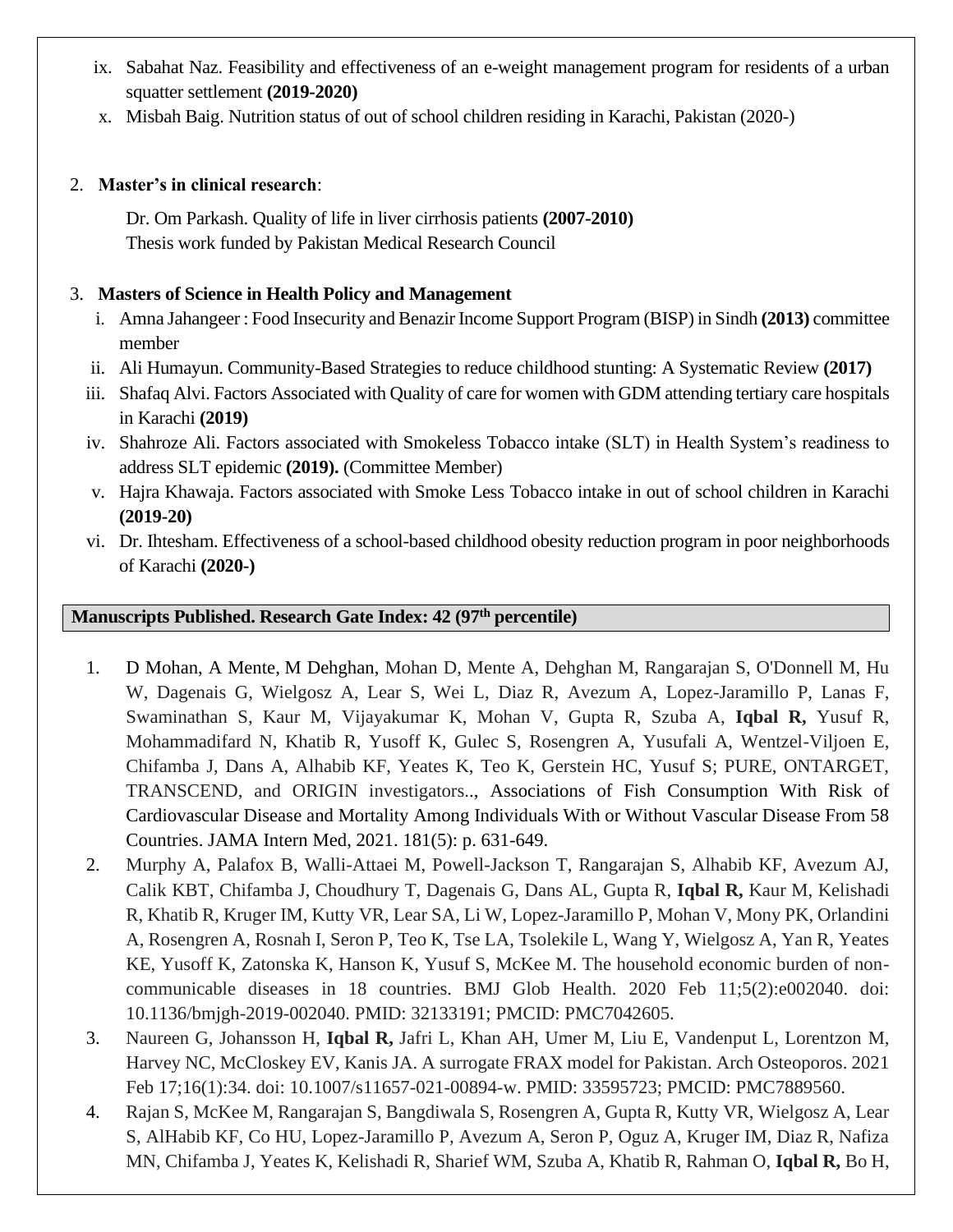ix. Sabahat Naz. Feasibility and effectiveness of an e-weight management program for residents of a urban squatter settlement **(2019-2020)**
x. Misbah Baig. Nutrition status of out of school children residing in Karachi, Pakistan (2020-)

2. **Master's in clinical research**:

   Dr. Om Parkash. Quality of life in liver cirrhosis patients **(2007-2010)**
   Thesis work funded by Pakistan Medical Research Council

3. **Masters of Science in Health Policy and Management**
   i. Amna Jahangeer : Food Insecurity and Benazir Income Support Program (BISP) in Sindh **(2013)** committee member
   ii. Ali Humayun. Community-Based Strategies to reduce childhood stunting: A Systematic Review **(2017)**
   iii. Shafaq Alvi. Factors Associated with Quality of care for women with GDM attending tertiary care hospitals in Karachi **(2019)**
   iv. Shahroze Ali. Factors associated with Smokeless Tobacco intake (SLT) in Health System's readiness to address SLT epidemic **(2019).** (Committee Member)
   v. Hajra Khawaja. Factors associated with Smoke Less Tobacco intake in out of school children in Karachi **(2019-20)**
   vi. Dr. Ihtesham. Effectiveness of a school-based childhood obesity reduction program in poor neighborhoods of Karachi **(2020-)**

## Manuscripts Published. Research Gate Index: 42 (97th percentile)

1. D Mohan, A Mente, M Dehghan, Mohan D, Mente A, Dehghan M, Rangarajan S, O'Donnell M, Hu W, Dagenais G, Wielgosz A, Lear S, Wei L, Diaz R, Avezum A, Lopez-Jaramillo P, Lanas F, Swaminathan S, Kaur M, Vijayakumar K, Mohan V, Gupta R, Szuba A, **Iqbal R,** Yusuf R, Mohammadifard N, Khatib R, Yusoff K, Gulec S, Rosengren A, Yusufali A, Wentzel-Viljoen E, Chifamba J, Dans A, Alhabib KF, Yeates K, Teo K, Gerstein HC, Yusuf S; PURE, ONTARGET, TRANSCEND, and ORIGIN investigators.., Associations of Fish Consumption With Risk of Cardiovascular Disease and Mortality Among Individuals With or Without Vascular Disease From 58 Countries. JAMA Intern Med, 2021. 181(5): p. 631-649.
2. Murphy A, Palafox B, Walli-Attaei M, Powell-Jackson T, Rangarajan S, Alhabib KF, Avezum AJ, Calik KBT, Chifamba J, Choudhury T, Dagenais G, Dans AL, Gupta R, **Iqbal R,** Kaur M, Kelishadi R, Khatib R, Kruger IM, Kutty VR, Lear SA, Li W, Lopez-Jaramillo P, Mohan V, Mony PK, Orlandini A, Rosengren A, Rosnah I, Seron P, Teo K, Tse LA, Tsolekile L, Wang Y, Wielgosz A, Yan R, Yeates KE, Yusoff K, Zatonska K, Hanson K, Yusuf S, McKee M. The household economic burden of non-communicable diseases in 18 countries. BMJ Glob Health. 2020 Feb 11;5(2):e002040. doi: 10.1136/bmjgh-2019-002040. PMID: 32133191; PMCID: PMC7042605.
3. Naureen G, Johansson H, **Iqbal R,** Jafri L, Khan AH, Umer M, Liu E, Vandenput L, Lorentzon M, Harvey NC, McCloskey EV, Kanis JA. A surrogate FRAX model for Pakistan. Arch Osteoporos. 2021 Feb 17;16(1):34. doi: 10.1007/s11657-021-00894-w. PMID: 33595723; PMCID: PMC7889560.
4. Rajan S, McKee M, Rangarajan S, Bangdiwala S, Rosengren A, Gupta R, Kutty VR, Wielgosz A, Lear S, AlHabib KF, Co HU, Lopez-Jaramillo P, Avezum A, Seron P, Oguz A, Kruger IM, Diaz R, Nafiza MN, Chifamba J, Yeates K, Kelishadi R, Sharief WM, Szuba A, Khatib R, Rahman O, **Iqbal R,** Bo H,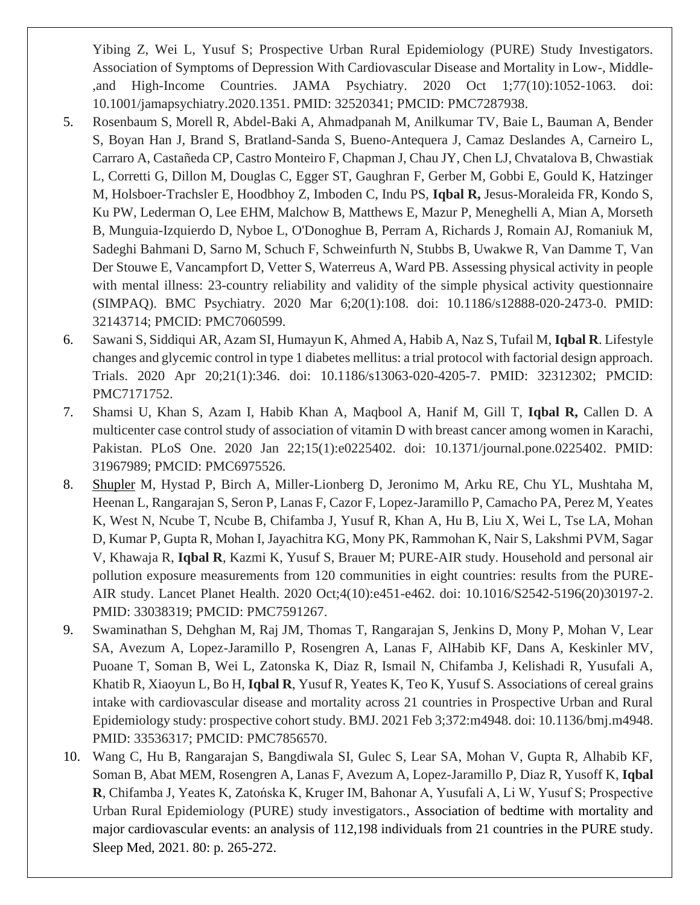Yibing Z, Wei L, Yusuf S; Prospective Urban Rural Epidemiology (PURE) Study Investigators. Association of Symptoms of Depression With Cardiovascular Disease and Mortality in Low-, Middle-,and High-Income Countries. JAMA Psychiatry. 2020 Oct 1;77(10):1052-1063. doi: 10.1001/jamapsychiatry.2020.1351. PMID: 32520341; PMCID: PMC7287938.

5. Rosenbaum S, Morell R, Abdel-Baki A, Ahmadpanah M, Anilkumar TV, Baie L, Bauman A, Bender S, Boyan Han J, Brand S, Bratland-Sanda S, Bueno-Antequera J, Camaz Deslandes A, Carneiro L, Carraro A, Castañeda CP, Castro Monteiro F, Chapman J, Chau JY, Chen LJ, Chvatalova B, Chwastiak L, Corretti G, Dillon M, Douglas C, Egger ST, Gaughran F, Gerber M, Gobbi E, Gould K, Hatzinger M, Holsboer-Trachsler E, Hoodbhoy Z, Imboden C, Indu PS, **Iqbal R,** Jesus-Moraleida FR, Kondo S, Ku PW, Lederman O, Lee EHM, Malchow B, Matthews E, Mazur P, Meneghelli A, Mian A, Morseth B, Munguia-Izquierdo D, Nyboe L, O'Donoghue B, Perram A, Richards J, Romain AJ, Romaniuk M, Sadeghi Bahmani D, Sarno M, Schuch F, Schweinfurth N, Stubbs B, Uwakwe R, Van Damme T, Van Der Stouwe E, Vancampfort D, Vetter S, Waterreus A, Ward PB. Assessing physical activity in people with mental illness: 23-country reliability and validity of the simple physical activity questionnaire (SIMPAQ). BMC Psychiatry. 2020 Mar 6;20(1):108. doi: 10.1186/s12888-020-2473-0. PMID: 32143714; PMCID: PMC7060599.
6. Sawani S, Siddiqui AR, Azam SI, Humayun K, Ahmed A, Habib A, Naz S, Tufail M, **Iqbal R**. Lifestyle changes and glycemic control in type 1 diabetes mellitus: a trial protocol with factorial design approach. Trials. 2020 Apr 20;21(1):346. doi: 10.1186/s13063-020-4205-7. PMID: 32312302; PMCID: PMC7171752.
7. Shamsi U, Khan S, Azam I, Habib Khan A, Maqbool A, Hanif M, Gill T, **Iqbal R,** Callen D. A multicenter case control study of association of vitamin D with breast cancer among women in Karachi, Pakistan. PLoS One. 2020 Jan 22;15(1):e0225402. doi: 10.1371/journal.pone.0225402. PMID: 31967989; PMCID: PMC6975526.
8. Shupler M, Hystad P, Birch A, Miller-Lionberg D, Jeronimo M, Arku RE, Chu YL, Mushtaha M, Heenan L, Rangarajan S, Seron P, Lanas F, Cazor F, Lopez-Jaramillo P, Camacho PA, Perez M, Yeates K, West N, Ncube T, Ncube B, Chifamba J, Yusuf R, Khan A, Hu B, Liu X, Wei L, Tse LA, Mohan D, Kumar P, Gupta R, Mohan I, Jayachitra KG, Mony PK, Rammohan K, Nair S, Lakshmi PVM, Sagar V, Khawaja R, **Iqbal R**, Kazmi K, Yusuf S, Brauer M; PURE-AIR study. Household and personal air pollution exposure measurements from 120 communities in eight countries: results from the PURE-AIR study. Lancet Planet Health. 2020 Oct;4(10):e451-e462. doi: 10.1016/S2542-5196(20)30197-2. PMID: 33038319; PMCID: PMC7591267.
9. Swaminathan S, Dehghan M, Raj JM, Thomas T, Rangarajan S, Jenkins D, Mony P, Mohan V, Lear SA, Avezum A, Lopez-Jaramillo P, Rosengren A, Lanas F, AlHabib KF, Dans A, Keskinler MV, Puoane T, Soman B, Wei L, Zatonska K, Diaz R, Ismail N, Chifamba J, Kelishadi R, Yusufali A, Khatib R, Xiaoyun L, Bo H, **Iqbal R**, Yusuf R, Yeates K, Teo K, Yusuf S. Associations of cereal grains intake with cardiovascular disease and mortality across 21 countries in Prospective Urban and Rural Epidemiology study: prospective cohort study. BMJ. 2021 Feb 3;372:m4948. doi: 10.1136/bmj.m4948. PMID: 33536317; PMCID: PMC7856570.
10. Wang C, Hu B, Rangarajan S, Bangdiwala SI, Gulec S, Lear SA, Mohan V, Gupta R, Alhabib KF, Soman B, Abat MEM, Rosengren A, Lanas F, Avezum A, Lopez-Jaramillo P, Diaz R, Yusoff K, **Iqbal R**, Chifamba J, Yeates K, Zatońska K, Kruger IM, Bahonar A, Yusufali A, Li W, Yusuf S; Prospective Urban Rural Epidemiology (PURE) study investigators., Association of bedtime with mortality and major cardiovascular events: an analysis of 112,198 individuals from 21 countries in the PURE study. Sleep Med, 2021. 80: p. 265-272.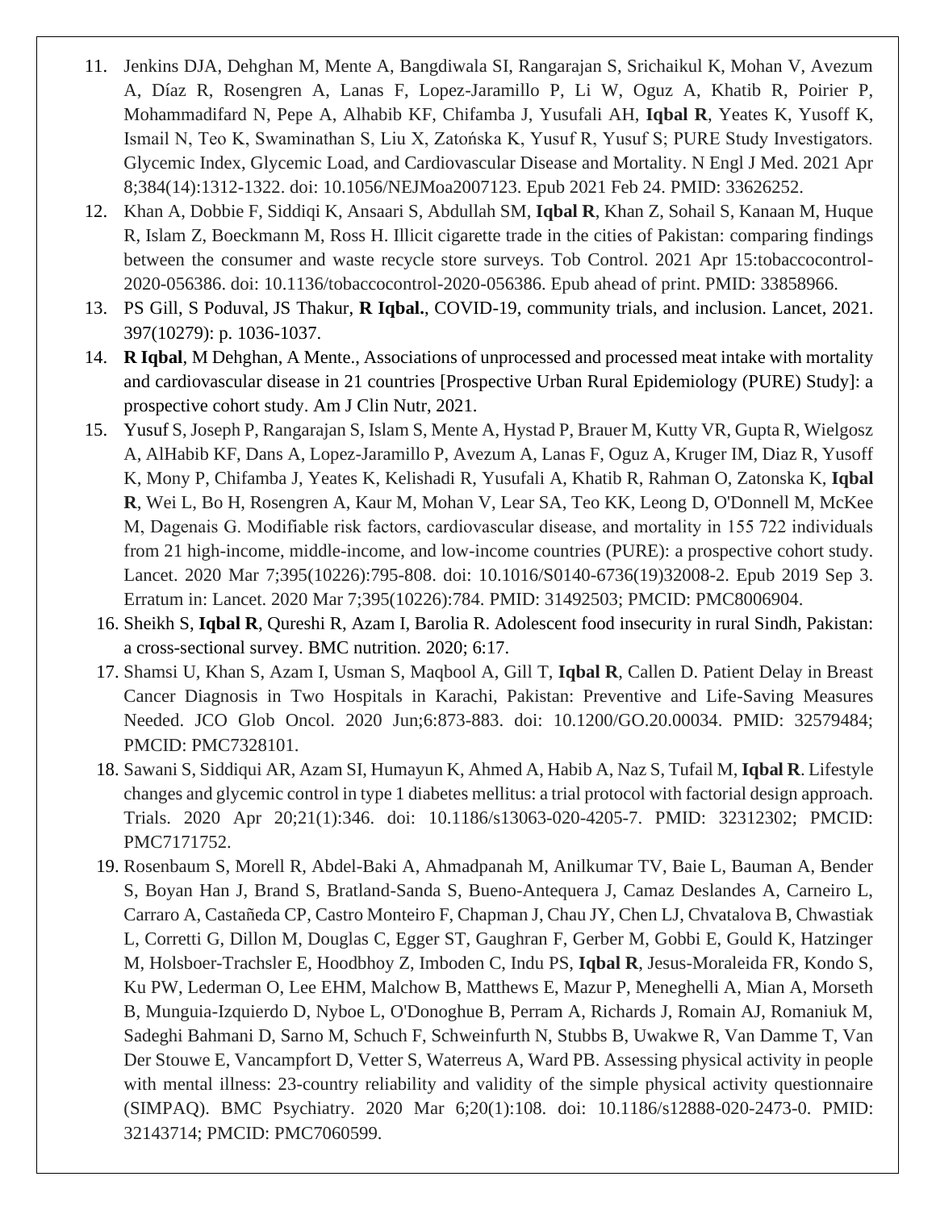11. Jenkins DJA, Dehghan M, Mente A, Bangdiwala SI, Rangarajan S, Srichaikul K, Mohan V, Avezum A, Díaz R, Rosengren A, Lanas F, Lopez-Jaramillo P, Li W, Oguz A, Khatib R, Poirier P, Mohammadifard N, Pepe A, Alhabib KF, Chifamba J, Yusufali AH, **Iqbal R**, Yeates K, Yusoff K, Ismail N, Teo K, Swaminathan S, Liu X, Zatońska K, Yusuf R, Yusuf S; PURE Study Investigators. Glycemic Index, Glycemic Load, and Cardiovascular Disease and Mortality. N Engl J Med. 2021 Apr 8;384(14):1312-1322. doi: 10.1056/NEJMoa2007123. Epub 2021 Feb 24. PMID: 33626252.
12. Khan A, Dobbie F, Siddiqi K, Ansaari S, Abdullah SM, **Iqbal R**, Khan Z, Sohail S, Kanaan M, Huque R, Islam Z, Boeckmann M, Ross H. Illicit cigarette trade in the cities of Pakistan: comparing findings between the consumer and waste recycle store surveys. Tob Control. 2021 Apr 15:tobaccocontrol-2020-056386. doi: 10.1136/tobaccocontrol-2020-056386. Epub ahead of print. PMID: 33858966.
13. PS Gill, S Poduval, JS Thakur, **R Iqbal.**, COVID-19, community trials, and inclusion. Lancet, 2021. 397(10279): p. 1036-1037.
14. **R Iqbal**, M Dehghan, A Mente., Associations of unprocessed and processed meat intake with mortality and cardiovascular disease in 21 countries [Prospective Urban Rural Epidemiology (PURE) Study]: a prospective cohort study. Am J Clin Nutr, 2021.
15. Yusuf S, Joseph P, Rangarajan S, Islam S, Mente A, Hystad P, Brauer M, Kutty VR, Gupta R, Wielgosz A, AlHabib KF, Dans A, Lopez-Jaramillo P, Avezum A, Lanas F, Oguz A, Kruger IM, Diaz R, Yusoff K, Mony P, Chifamba J, Yeates K, Kelishadi R, Yusufali A, Khatib R, Rahman O, Zatonska K, **Iqbal R**, Wei L, Bo H, Rosengren A, Kaur M, Mohan V, Lear SA, Teo KK, Leong D, O'Donnell M, McKee M, Dagenais G. Modifiable risk factors, cardiovascular disease, and mortality in 155 722 individuals from 21 high-income, middle-income, and low-income countries (PURE): a prospective cohort study. Lancet. 2020 Mar 7;395(10226):795-808. doi: 10.1016/S0140-6736(19)32008-2. Epub 2019 Sep 3. Erratum in: Lancet. 2020 Mar 7;395(10226):784. PMID: 31492503; PMCID: PMC8006904.
16. Sheikh S, **Iqbal R**, Qureshi R, Azam I, Barolia R. Adolescent food insecurity in rural Sindh, Pakistan: a cross-sectional survey. BMC nutrition. 2020; 6:17.
17. Shamsi U, Khan S, Azam I, Usman S, Maqbool A, Gill T, **Iqbal R**, Callen D. Patient Delay in Breast Cancer Diagnosis in Two Hospitals in Karachi, Pakistan: Preventive and Life-Saving Measures Needed. JCO Glob Oncol. 2020 Jun;6:873-883. doi: 10.1200/GO.20.00034. PMID: 32579484; PMCID: PMC7328101.
18. Sawani S, Siddiqui AR, Azam SI, Humayun K, Ahmed A, Habib A, Naz S, Tufail M, **Iqbal R**. Lifestyle changes and glycemic control in type 1 diabetes mellitus: a trial protocol with factorial design approach. Trials. 2020 Apr 20;21(1):346. doi: 10.1186/s13063-020-4205-7. PMID: 32312302; PMCID: PMC7171752.
19. Rosenbaum S, Morell R, Abdel-Baki A, Ahmadpanah M, Anilkumar TV, Baie L, Bauman A, Bender S, Boyan Han J, Brand S, Bratland-Sanda S, Bueno-Antequera J, Camaz Deslandes A, Carneiro L, Carraro A, Castañeda CP, Castro Monteiro F, Chapman J, Chau JY, Chen LJ, Chvatalova B, Chwastiak L, Corretti G, Dillon M, Douglas C, Egger ST, Gaughran F, Gerber M, Gobbi E, Gould K, Hatzinger M, Holsboer-Trachsler E, Hoodbhoy Z, Imboden C, Indu PS, **Iqbal R**, Jesus-Moraleida FR, Kondo S, Ku PW, Lederman O, Lee EHM, Malchow B, Matthews E, Mazur P, Meneghelli A, Mian A, Morseth B, Munguia-Izquierdo D, Nyboe L, O'Donoghue B, Perram A, Richards J, Romain AJ, Romaniuk M, Sadeghi Bahmani D, Sarno M, Schuch F, Schweinfurth N, Stubbs B, Uwakwe R, Van Damme T, Van Der Stouwe E, Vancampfort D, Vetter S, Waterreus A, Ward PB. Assessing physical activity in people with mental illness: 23-country reliability and validity of the simple physical activity questionnaire (SIMPAQ). BMC Psychiatry. 2020 Mar 6;20(1):108. doi: 10.1186/s12888-020-2473-0. PMID: 32143714; PMCID: PMC7060599.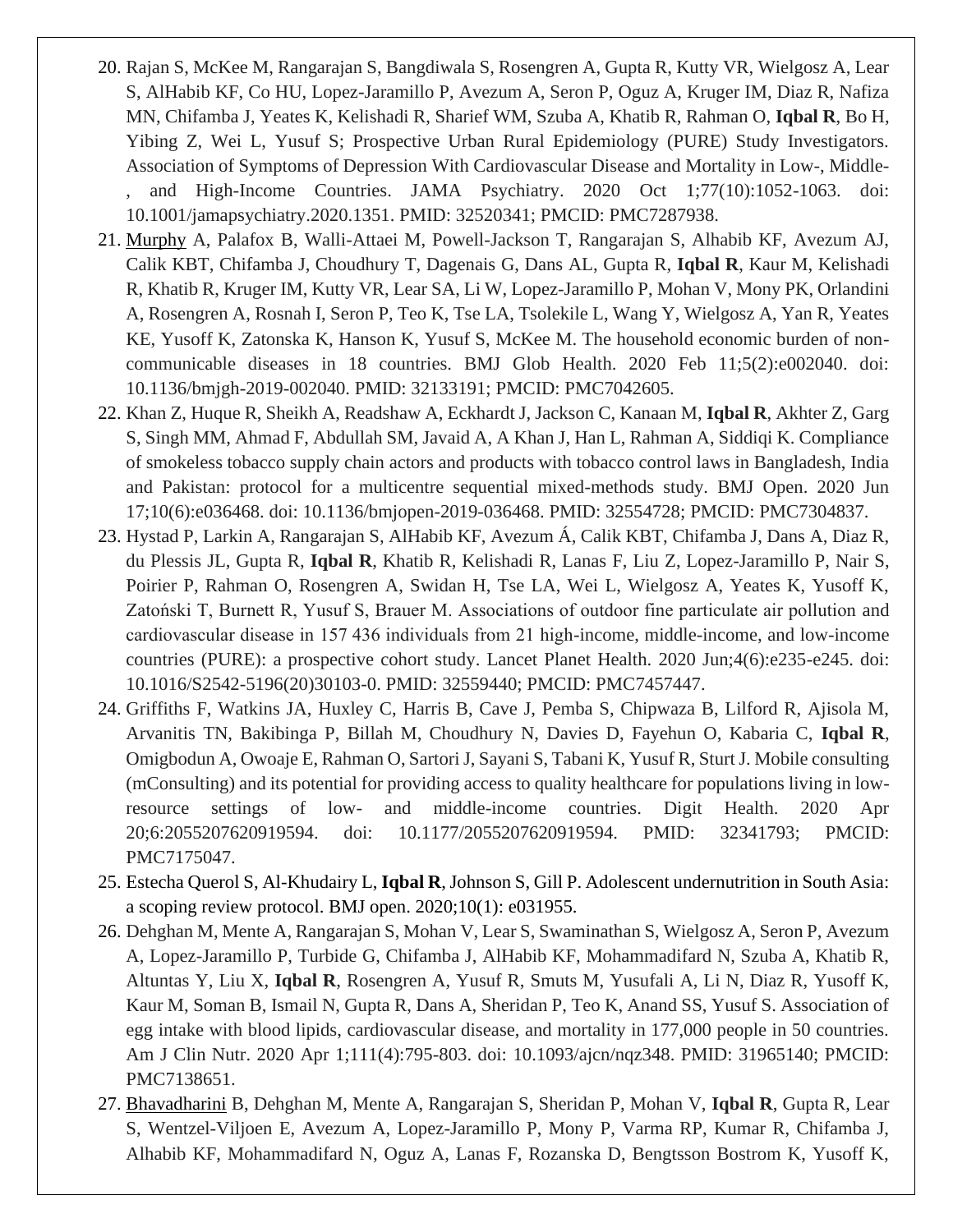20. Rajan S, McKee M, Rangarajan S, Bangdiwala S, Rosengren A, Gupta R, Kutty VR, Wielgosz A, Lear S, AlHabib KF, Co HU, Lopez-Jaramillo P, Avezum A, Seron P, Oguz A, Kruger IM, Diaz R, Nafiza MN, Chifamba J, Yeates K, Kelishadi R, Sharief WM, Szuba A, Khatib R, Rahman O, **Iqbal R**, Bo H, Yibing Z, Wei L, Yusuf S; Prospective Urban Rural Epidemiology (PURE) Study Investigators. Association of Symptoms of Depression With Cardiovascular Disease and Mortality in Low-, Middle-, and High-Income Countries. JAMA Psychiatry. 2020 Oct 1;77(10):1052-1063. doi: 10.1001/jamapsychiatry.2020.1351. PMID: 32520341; PMCID: PMC7287938.
21. Murphy A, Palafox B, Walli-Attaei M, Powell-Jackson T, Rangarajan S, Alhabib KF, Avezum AJ, Calik KBT, Chifamba J, Choudhury T, Dagenais G, Dans AL, Gupta R, **Iqbal R**, Kaur M, Kelishadi R, Khatib R, Kruger IM, Kutty VR, Lear SA, Li W, Lopez-Jaramillo P, Mohan V, Mony PK, Orlandini A, Rosengren A, Rosnah I, Seron P, Teo K, Tse LA, Tsolekile L, Wang Y, Wielgosz A, Yan R, Yeates KE, Yusoff K, Zatonska K, Hanson K, Yusuf S, McKee M. The household economic burden of non-communicable diseases in 18 countries. BMJ Glob Health. 2020 Feb 11;5(2):e002040. doi: 10.1136/bmjgh-2019-002040. PMID: 32133191; PMCID: PMC7042605.
22. Khan Z, Huque R, Sheikh A, Readshaw A, Eckhardt J, Jackson C, Kanaan M, **Iqbal R**, Akhter Z, Garg S, Singh MM, Ahmad F, Abdullah SM, Javaid A, A Khan J, Han L, Rahman A, Siddiqi K. Compliance of smokeless tobacco supply chain actors and products with tobacco control laws in Bangladesh, India and Pakistan: protocol for a multicentre sequential mixed-methods study. BMJ Open. 2020 Jun 17;10(6):e036468. doi: 10.1136/bmjopen-2019-036468. PMID: 32554728; PMCID: PMC7304837.
23. Hystad P, Larkin A, Rangarajan S, AlHabib KF, Avezum Á, Calik KBT, Chifamba J, Dans A, Diaz R, du Plessis JL, Gupta R, **Iqbal R**, Khatib R, Kelishadi R, Lanas F, Liu Z, Lopez-Jaramillo P, Nair S, Poirier P, Rahman O, Rosengren A, Swidan H, Tse LA, Wei L, Wielgosz A, Yeates K, Yusoff K, Zatoński T, Burnett R, Yusuf S, Brauer M. Associations of outdoor fine particulate air pollution and cardiovascular disease in 157 436 individuals from 21 high-income, middle-income, and low-income countries (PURE): a prospective cohort study. Lancet Planet Health. 2020 Jun;4(6):e235-e245. doi: 10.1016/S2542-5196(20)30103-0. PMID: 32559440; PMCID: PMC7457447.
24. Griffiths F, Watkins JA, Huxley C, Harris B, Cave J, Pemba S, Chipwaza B, Lilford R, Ajisola M, Arvanitis TN, Bakibinga P, Billah M, Choudhury N, Davies D, Fayehun O, Kabaria C, **Iqbal R**, Omigbodun A, Owoaje E, Rahman O, Sartori J, Sayani S, Tabani K, Yusuf R, Sturt J. Mobile consulting (mConsulting) and its potential for providing access to quality healthcare for populations living in low-resource settings of low- and middle-income countries. Digit Health. 2020 Apr 20;6:2055207620919594. doi: 10.1177/2055207620919594. PMID: 32341793; PMCID: PMC7175047.
25. Estecha Querol S, Al-Khudairy L, **Iqbal R**, Johnson S, Gill P. Adolescent undernutrition in South Asia: a scoping review protocol. BMJ open. 2020;10(1): e031955.
26. Dehghan M, Mente A, Rangarajan S, Mohan V, Lear S, Swaminathan S, Wielgosz A, Seron P, Avezum A, Lopez-Jaramillo P, Turbide G, Chifamba J, AlHabib KF, Mohammadifard N, Szuba A, Khatib R, Altuntas Y, Liu X, **Iqbal R**, Rosengren A, Yusuf R, Smuts M, Yusufali A, Li N, Diaz R, Yusoff K, Kaur M, Soman B, Ismail N, Gupta R, Dans A, Sheridan P, Teo K, Anand SS, Yusuf S. Association of egg intake with blood lipids, cardiovascular disease, and mortality in 177,000 people in 50 countries. Am J Clin Nutr. 2020 Apr 1;111(4):795-803. doi: 10.1093/ajcn/nqz348. PMID: 31965140; PMCID: PMC7138651.
27. Bhavadharini B, Dehghan M, Mente A, Rangarajan S, Sheridan P, Mohan V, **Iqbal R**, Gupta R, Lear S, Wentzel-Viljoen E, Avezum A, Lopez-Jaramillo P, Mony P, Varma RP, Kumar R, Chifamba J, Alhabib KF, Mohammadifard N, Oguz A, Lanas F, Rozanska D, Bengtsson Bostrom K, Yusoff K,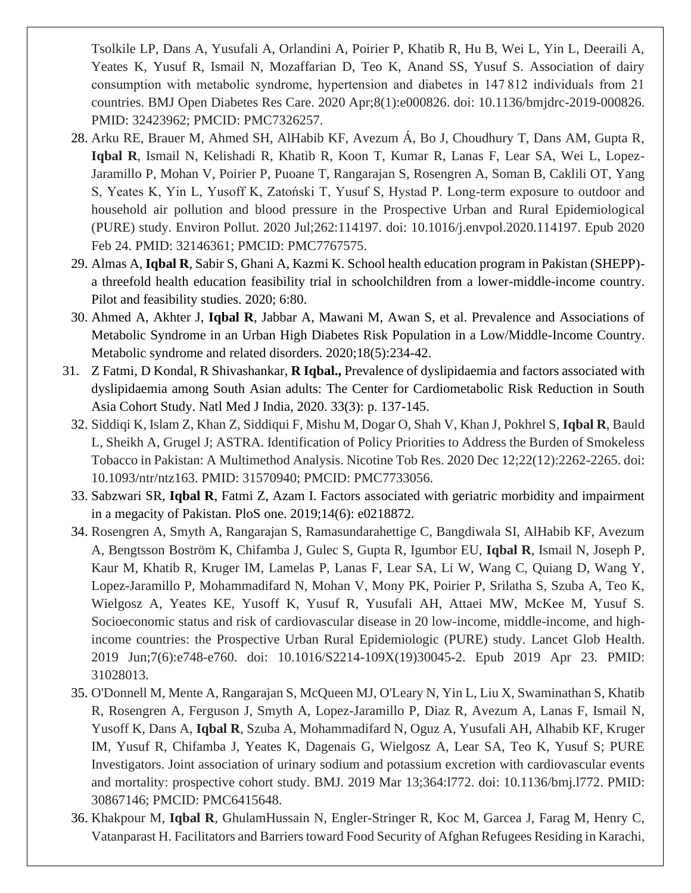Tsolkile LP, Dans A, Yusufali A, Orlandini A, Poirier P, Khatib R, Hu B, Wei L, Yin L, Deeraili A, Yeates K, Yusuf R, Ismail N, Mozaffarian D, Teo K, Anand SS, Yusuf S. Association of dairy consumption with metabolic syndrome, hypertension and diabetes in 147 812 individuals from 21 countries. BMJ Open Diabetes Res Care. 2020 Apr;8(1):e000826. doi: 10.1136/bmjdrc-2019-000826. PMID: 32423962; PMCID: PMC7326257.

28. Arku RE, Brauer M, Ahmed SH, AlHabib KF, Avezum Á, Bo J, Choudhury T, Dans AM, Gupta R, **Iqbal R**, Ismail N, Kelishadi R, Khatib R, Koon T, Kumar R, Lanas F, Lear SA, Wei L, Lopez-Jaramillo P, Mohan V, Poirier P, Puoane T, Rangarajan S, Rosengren A, Soman B, Caklili OT, Yang S, Yeates K, Yin L, Yusoff K, Zatoński T, Yusuf S, Hystad P. Long-term exposure to outdoor and household air pollution and blood pressure in the Prospective Urban and Rural Epidemiological (PURE) study. Environ Pollut. 2020 Jul;262:114197. doi: 10.1016/j.envpol.2020.114197. Epub 2020 Feb 24. PMID: 32146361; PMCID: PMC7767575.
29. Almas A, **Iqbal R**, Sabir S, Ghani A, Kazmi K. School health education program in Pakistan (SHEPP)-a threefold health education feasibility trial in schoolchildren from a lower-middle-income country. Pilot and feasibility studies. 2020; 6:80.
30. Ahmed A, Akhter J, **Iqbal R**, Jabbar A, Mawani M, Awan S, et al. Prevalence and Associations of Metabolic Syndrome in an Urban High Diabetes Risk Population in a Low/Middle-Income Country. Metabolic syndrome and related disorders. 2020;18(5):234-42.
31. Z Fatmi, D Kondal, R Shivashankar, **R Iqbal.,** Prevalence of dyslipidaemia and factors associated with dyslipidaemia among South Asian adults: The Center for Cardiometabolic Risk Reduction in South Asia Cohort Study. Natl Med J India, 2020. 33(3): p. 137-145.
32. Siddiqi K, Islam Z, Khan Z, Siddiqui F, Mishu M, Dogar O, Shah V, Khan J, Pokhrel S, **Iqbal R**, Bauld L, Sheikh A, Grugel J; ASTRA. Identification of Policy Priorities to Address the Burden of Smokeless Tobacco in Pakistan: A Multimethod Analysis. Nicotine Tob Res. 2020 Dec 12;22(12):2262-2265. doi: 10.1093/ntr/ntz163. PMID: 31570940; PMCID: PMC7733056.
33. Sabzwari SR, **Iqbal R**, Fatmi Z, Azam I. Factors associated with geriatric morbidity and impairment in a megacity of Pakistan. PloS one. 2019;14(6): e0218872.
34. Rosengren A, Smyth A, Rangarajan S, Ramasundarahettige C, Bangdiwala SI, AlHabib KF, Avezum A, Bengtsson Boström K, Chifamba J, Gulec S, Gupta R, Igumbor EU, **Iqbal R**, Ismail N, Joseph P, Kaur M, Khatib R, Kruger IM, Lamelas P, Lanas F, Lear SA, Li W, Wang C, Quiang D, Wang Y, Lopez-Jaramillo P, Mohammadifard N, Mohan V, Mony PK, Poirier P, Srilatha S, Szuba A, Teo K, Wielgosz A, Yeates KE, Yusoff K, Yusuf R, Yusufali AH, Attaei MW, McKee M, Yusuf S. Socioeconomic status and risk of cardiovascular disease in 20 low-income, middle-income, and high-income countries: the Prospective Urban Rural Epidemiologic (PURE) study. Lancet Glob Health. 2019 Jun;7(6):e748-e760. doi: 10.1016/S2214-109X(19)30045-2. Epub 2019 Apr 23. PMID: 31028013.
35. O'Donnell M, Mente A, Rangarajan S, McQueen MJ, O'Leary N, Yin L, Liu X, Swaminathan S, Khatib R, Rosengren A, Ferguson J, Smyth A, Lopez-Jaramillo P, Diaz R, Avezum A, Lanas F, Ismail N, Yusoff K, Dans A, **Iqbal R**, Szuba A, Mohammadifard N, Oguz A, Yusufali AH, Alhabib KF, Kruger IM, Yusuf R, Chifamba J, Yeates K, Dagenais G, Wielgosz A, Lear SA, Teo K, Yusuf S; PURE Investigators. Joint association of urinary sodium and potassium excretion with cardiovascular events and mortality: prospective cohort study. BMJ. 2019 Mar 13;364:l772. doi: 10.1136/bmj.l772. PMID: 30867146; PMCID: PMC6415648.
36. Khakpour M, **Iqbal R**, GhulamHussain N, Engler-Stringer R, Koc M, Garcea J, Farag M, Henry C, Vatanparast H. Facilitators and Barriers toward Food Security of Afghan Refugees Residing in Karachi,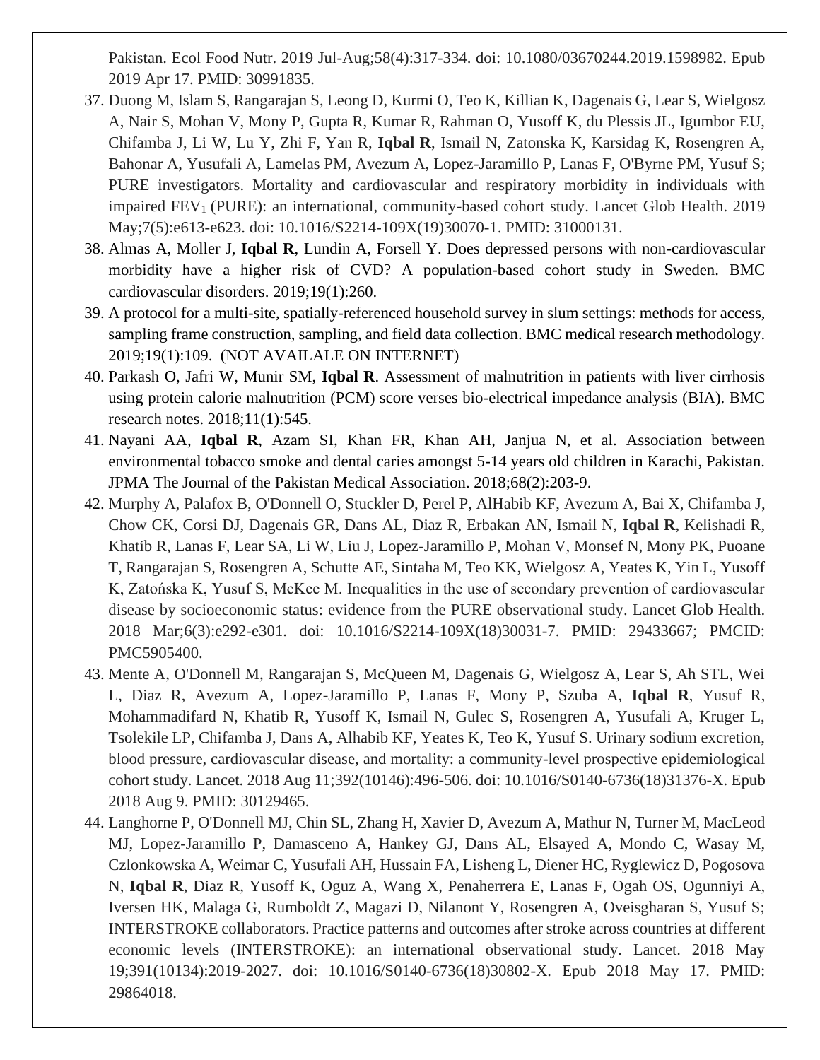Pakistan. Ecol Food Nutr. 2019 Jul-Aug;58(4):317-334. doi: 10.1080/03670244.2019.1598982. Epub 2019 Apr 17. PMID: 30991835.

37. Duong M, Islam S, Rangarajan S, Leong D, Kurmi O, Teo K, Killian K, Dagenais G, Lear S, Wielgosz A, Nair S, Mohan V, Mony P, Gupta R, Kumar R, Rahman O, Yusoff K, du Plessis JL, Igumbor EU, Chifamba J, Li W, Lu Y, Zhi F, Yan R, **Iqbal R**, Ismail N, Zatonska K, Karsidag K, Rosengren A, Bahonar A, Yusufali A, Lamelas PM, Avezum A, Lopez-Jaramillo P, Lanas F, O'Byrne PM, Yusuf S; PURE investigators. Mortality and cardiovascular and respiratory morbidity in individuals with impaired $FEV_1$ (PURE): an international, community-based cohort study. Lancet Glob Health. 2019 May;7(5):e613-e623. doi: 10.1016/S2214-109X(19)30070-1. PMID: 31000131.
38. Almas A, Moller J, **Iqbal R**, Lundin A, Forsell Y. Does depressed persons with non-cardiovascular morbidity have a higher risk of CVD? A population-based cohort study in Sweden. BMC cardiovascular disorders. 2019;19(1):260.
39. A protocol for a multi-site, spatially-referenced household survey in slum settings: methods for access, sampling frame construction, sampling, and field data collection. BMC medical research methodology. 2019;19(1):109. (NOT AVAILALE ON INTERNET)
40. Parkash O, Jafri W, Munir SM, **Iqbal R**. Assessment of malnutrition in patients with liver cirrhosis using protein calorie malnutrition (PCM) score verses bio-electrical impedance analysis (BIA). BMC research notes. 2018;11(1):545.
41. Nayani AA, **Iqbal R**, Azam SI, Khan FR, Khan AH, Janjua N, et al. Association between environmental tobacco smoke and dental caries amongst 5-14 years old children in Karachi, Pakistan. JPMA The Journal of the Pakistan Medical Association. 2018;68(2):203-9.
42. Murphy A, Palafox B, O'Donnell O, Stuckler D, Perel P, AlHabib KF, Avezum A, Bai X, Chifamba J, Chow CK, Corsi DJ, Dagenais GR, Dans AL, Diaz R, Erbakan AN, Ismail N, **Iqbal R**, Kelishadi R, Khatib R, Lanas F, Lear SA, Li W, Liu J, Lopez-Jaramillo P, Mohan V, Monsef N, Mony PK, Puoane T, Rangarajan S, Rosengren A, Schutte AE, Sintaha M, Teo KK, Wielgosz A, Yeates K, Yin L, Yusoff K, Zatońska K, Yusuf S, McKee M. Inequalities in the use of secondary prevention of cardiovascular disease by socioeconomic status: evidence from the PURE observational study. Lancet Glob Health. 2018 Mar;6(3):e292-e301. doi: 10.1016/S2214-109X(18)30031-7. PMID: 29433667; PMCID: PMC5905400.
43. Mente A, O'Donnell M, Rangarajan S, McQueen M, Dagenais G, Wielgosz A, Lear S, Ah STL, Wei L, Diaz R, Avezum A, Lopez-Jaramillo P, Lanas F, Mony P, Szuba A, **Iqbal R**, Yusuf R, Mohammadifard N, Khatib R, Yusoff K, Ismail N, Gulec S, Rosengren A, Yusufali A, Kruger L, Tsolekile LP, Chifamba J, Dans A, Alhabib KF, Yeates K, Teo K, Yusuf S. Urinary sodium excretion, blood pressure, cardiovascular disease, and mortality: a community-level prospective epidemiological cohort study. Lancet. 2018 Aug 11;392(10146):496-506. doi: 10.1016/S0140-6736(18)31376-X. Epub 2018 Aug 9. PMID: 30129465.
44. Langhorne P, O'Donnell MJ, Chin SL, Zhang H, Xavier D, Avezum A, Mathur N, Turner M, MacLeod MJ, Lopez-Jaramillo P, Damasceno A, Hankey GJ, Dans AL, Elsayed A, Mondo C, Wasay M, Czlonkowska A, Weimar C, Yusufali AH, Hussain FA, Lisheng L, Diener HC, Ryglewicz D, Pogosova N, **Iqbal R**, Diaz R, Yusoff K, Oguz A, Wang X, Penaherrera E, Lanas F, Ogah OS, Ogunniyi A, Iversen HK, Malaga G, Rumboldt Z, Magazi D, Nilanont Y, Rosengren A, Oveisgharan S, Yusuf S; INTERSTROKE collaborators. Practice patterns and outcomes after stroke across countries at different economic levels (INTERSTROKE): an international observational study. Lancet. 2018 May 19;391(10134):2019-2027. doi: 10.1016/S0140-6736(18)30802-X. Epub 2018 May 17. PMID: 29864018.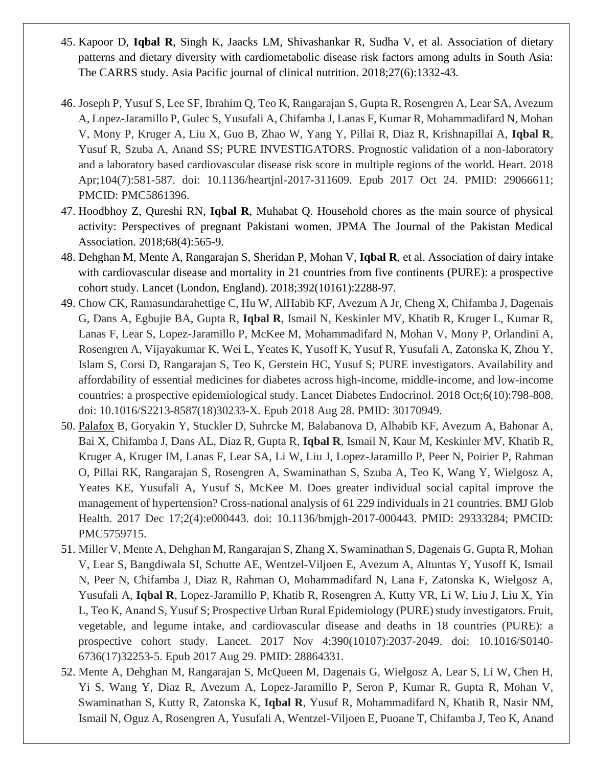45. Kapoor D, **Iqbal R**, Singh K, Jaacks LM, Shivashankar R, Sudha V, et al. Association of dietary patterns and dietary diversity with cardiometabolic disease risk factors among adults in South Asia: The CARRS study. Asia Pacific journal of clinical nutrition. 2018;27(6):1332-43.

46. Joseph P, Yusuf S, Lee SF, Ibrahim Q, Teo K, Rangarajan S, Gupta R, Rosengren A, Lear SA, Avezum A, Lopez-Jaramillo P, Gulec S, Yusufali A, Chifamba J, Lanas F, Kumar R, Mohammadifard N, Mohan V, Mony P, Kruger A, Liu X, Guo B, Zhao W, Yang Y, Pillai R, Diaz R, Krishnapillai A, **Iqbal R**, Yusuf R, Szuba A, Anand SS; PURE INVESTIGATORS. Prognostic validation of a non-laboratory and a laboratory based cardiovascular disease risk score in multiple regions of the world. Heart. 2018 Apr;104(7):581-587. doi: 10.1136/heartjnl-2017-311609. Epub 2017 Oct 24. PMID: 29066611; PMCID: PMC5861396.
47. Hoodbhoy Z, Qureshi RN, **Iqbal R**, Muhabat Q. Household chores as the main source of physical activity: Perspectives of pregnant Pakistani women. JPMA The Journal of the Pakistan Medical Association. 2018;68(4):565-9.
48. Dehghan M, Mente A, Rangarajan S, Sheridan P, Mohan V, **Iqbal R**, et al. Association of dairy intake with cardiovascular disease and mortality in 21 countries from five continents (PURE): a prospective cohort study. Lancet (London, England). 2018;392(10161):2288-97.
49. Chow CK, Ramasundarahettige C, Hu W, AlHabib KF, Avezum A Jr, Cheng X, Chifamba J, Dagenais G, Dans A, Egbujie BA, Gupta R, **Iqbal R**, Ismail N, Keskinler MV, Khatib R, Kruger L, Kumar R, Lanas F, Lear S, Lopez-Jaramillo P, McKee M, Mohammadifard N, Mohan V, Mony P, Orlandini A, Rosengren A, Vijayakumar K, Wei L, Yeates K, Yusoff K, Yusuf R, Yusufali A, Zatonska K, Zhou Y, Islam S, Corsi D, Rangarajan S, Teo K, Gerstein HC, Yusuf S; PURE investigators. Availability and affordability of essential medicines for diabetes across high-income, middle-income, and low-income countries: a prospective epidemiological study. Lancet Diabetes Endocrinol. 2018 Oct;6(10):798-808. doi: 10.1016/S2213-8587(18)30233-X. Epub 2018 Aug 28. PMID: 30170949.
50. Palafox B, Goryakin Y, Stuckler D, Suhrcke M, Balabanova D, Alhabib KF, Avezum A, Bahonar A, Bai X, Chifamba J, Dans AL, Diaz R, Gupta R, **Iqbal R**, Ismail N, Kaur M, Keskinler MV, Khatib R, Kruger A, Kruger IM, Lanas F, Lear SA, Li W, Liu J, Lopez-Jaramillo P, Peer N, Poirier P, Rahman O, Pillai RK, Rangarajan S, Rosengren A, Swaminathan S, Szuba A, Teo K, Wang Y, Wielgosz A, Yeates KE, Yusufali A, Yusuf S, McKee M. Does greater individual social capital improve the management of hypertension? Cross-national analysis of 61 229 individuals in 21 countries. BMJ Glob Health. 2017 Dec 17;2(4):e000443. doi: 10.1136/bmjgh-2017-000443. PMID: 29333284; PMCID: PMC5759715.
51. Miller V, Mente A, Dehghan M, Rangarajan S, Zhang X, Swaminathan S, Dagenais G, Gupta R, Mohan V, Lear S, Bangdiwala SI, Schutte AE, Wentzel-Viljoen E, Avezum A, Altuntas Y, Yusoff K, Ismail N, Peer N, Chifamba J, Diaz R, Rahman O, Mohammadifard N, Lana F, Zatonska K, Wielgosz A, Yusufali A, **Iqbal R**, Lopez-Jaramillo P, Khatib R, Rosengren A, Kutty VR, Li W, Liu J, Liu X, Yin L, Teo K, Anand S, Yusuf S; Prospective Urban Rural Epidemiology (PURE) study investigators. Fruit, vegetable, and legume intake, and cardiovascular disease and deaths in 18 countries (PURE): a prospective cohort study. Lancet. 2017 Nov 4;390(10107):2037-2049. doi: 10.1016/S0140-6736(17)32253-5. Epub 2017 Aug 29. PMID: 28864331.
52. Mente A, Dehghan M, Rangarajan S, McQueen M, Dagenais G, Wielgosz A, Lear S, Li W, Chen H, Yi S, Wang Y, Diaz R, Avezum A, Lopez-Jaramillo P, Seron P, Kumar R, Gupta R, Mohan V, Swaminathan S, Kutty R, Zatonska K, **Iqbal R**, Yusuf R, Mohammadifard N, Khatib R, Nasir NM, Ismail N, Oguz A, Rosengren A, Yusufali A, Wentzel-Viljoen E, Puoane T, Chifamba J, Teo K, Anand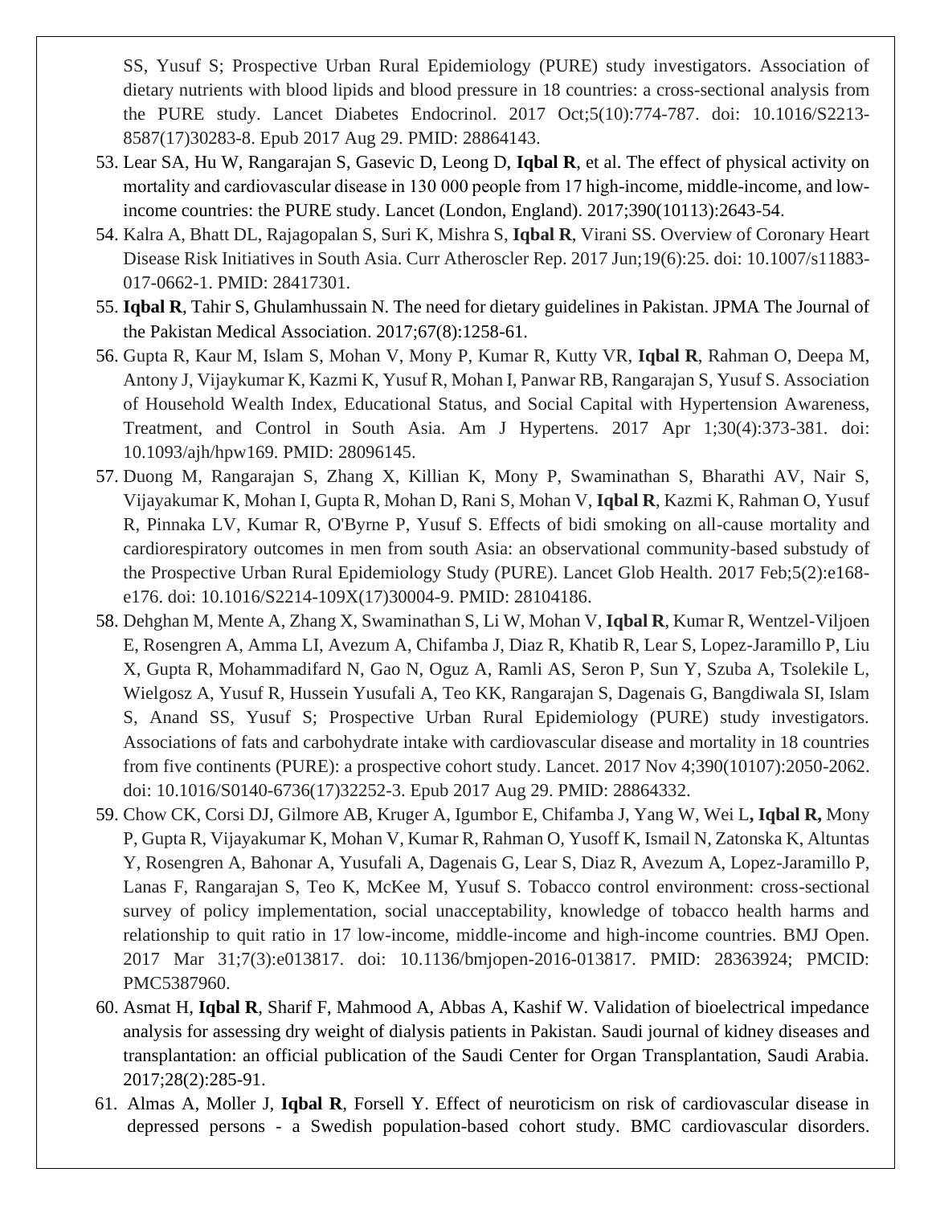SS, Yusuf S; Prospective Urban Rural Epidemiology (PURE) study investigators. Association of dietary nutrients with blood lipids and blood pressure in 18 countries: a cross-sectional analysis from the PURE study. Lancet Diabetes Endocrinol. 2017 Oct;5(10):774-787. doi: 10.1016/S2213-8587(17)30283-8. Epub 2017 Aug 29. PMID: 28864143.

53. Lear SA, Hu W, Rangarajan S, Gasevic D, Leong D, **Iqbal R**, et al. The effect of physical activity on mortality and cardiovascular disease in 130 000 people from 17 high-income, middle-income, and low-income countries: the PURE study. Lancet (London, England). 2017;390(10113):2643-54.
54. Kalra A, Bhatt DL, Rajagopalan S, Suri K, Mishra S, **Iqbal R**, Virani SS. Overview of Coronary Heart Disease Risk Initiatives in South Asia. Curr Atheroscler Rep. 2017 Jun;19(6):25. doi: 10.1007/s11883-017-0662-1. PMID: 28417301.
55. **Iqbal R**, Tahir S, Ghulamhussain N. The need for dietary guidelines in Pakistan. JPMA The Journal of the Pakistan Medical Association. 2017;67(8):1258-61.
56. Gupta R, Kaur M, Islam S, Mohan V, Mony P, Kumar R, Kutty VR, **Iqbal R**, Rahman O, Deepa M, Antony J, Vijaykumar K, Kazmi K, Yusuf R, Mohan I, Panwar RB, Rangarajan S, Yusuf S. Association of Household Wealth Index, Educational Status, and Social Capital with Hypertension Awareness, Treatment, and Control in South Asia. Am J Hypertens. 2017 Apr 1;30(4):373-381. doi: 10.1093/ajh/hpw169. PMID: 28096145.
57. Duong M, Rangarajan S, Zhang X, Killian K, Mony P, Swaminathan S, Bharathi AV, Nair S, Vijayakumar K, Mohan I, Gupta R, Mohan D, Rani S, Mohan V, **Iqbal R**, Kazmi K, Rahman O, Yusuf R, Pinnaka LV, Kumar R, O'Byrne P, Yusuf S. Effects of bidi smoking on all-cause mortality and cardiorespiratory outcomes in men from south Asia: an observational community-based substudy of the Prospective Urban Rural Epidemiology Study (PURE). Lancet Glob Health. 2017 Feb;5(2):e168-e176. doi: 10.1016/S2214-109X(17)30004-9. PMID: 28104186.
58. Dehghan M, Mente A, Zhang X, Swaminathan S, Li W, Mohan V, **Iqbal R**, Kumar R, Wentzel-Viljoen E, Rosengren A, Amma LI, Avezum A, Chifamba J, Diaz R, Khatib R, Lear S, Lopez-Jaramillo P, Liu X, Gupta R, Mohammadifard N, Gao N, Oguz A, Ramli AS, Seron P, Sun Y, Szuba A, Tsolekile L, Wielgosz A, Yusuf R, Hussein Yusufali A, Teo KK, Rangarajan S, Dagenais G, Bangdiwala SI, Islam S, Anand SS, Yusuf S; Prospective Urban Rural Epidemiology (PURE) study investigators. Associations of fats and carbohydrate intake with cardiovascular disease and mortality in 18 countries from five continents (PURE): a prospective cohort study. Lancet. 2017 Nov 4;390(10107):2050-2062. doi: 10.1016/S0140-6736(17)32252-3. Epub 2017 Aug 29. PMID: 28864332.
59. Chow CK, Corsi DJ, Gilmore AB, Kruger A, Igumbor E, Chifamba J, Yang W, Wei L**, Iqbal R,** Mony P, Gupta R, Vijayakumar K, Mohan V, Kumar R, Rahman O, Yusoff K, Ismail N, Zatonska K, Altuntas Y, Rosengren A, Bahonar A, Yusufali A, Dagenais G, Lear S, Diaz R, Avezum A, Lopez-Jaramillo P, Lanas F, Rangarajan S, Teo K, McKee M, Yusuf S. Tobacco control environment: cross-sectional survey of policy implementation, social unacceptability, knowledge of tobacco health harms and relationship to quit ratio in 17 low-income, middle-income and high-income countries. BMJ Open. 2017 Mar 31;7(3):e013817. doi: 10.1136/bmjopen-2016-013817. PMID: 28363924; PMCID: PMC5387960.
60. Asmat H, **Iqbal R**, Sharif F, Mahmood A, Abbas A, Kashif W. Validation of bioelectrical impedance analysis for assessing dry weight of dialysis patients in Pakistan. Saudi journal of kidney diseases and transplantation: an official publication of the Saudi Center for Organ Transplantation, Saudi Arabia. 2017;28(2):285-91.
61. Almas A, Moller J, **Iqbal R**, Forsell Y. Effect of neuroticism on risk of cardiovascular disease in depressed persons - a Swedish population-based cohort study. BMC cardiovascular disorders.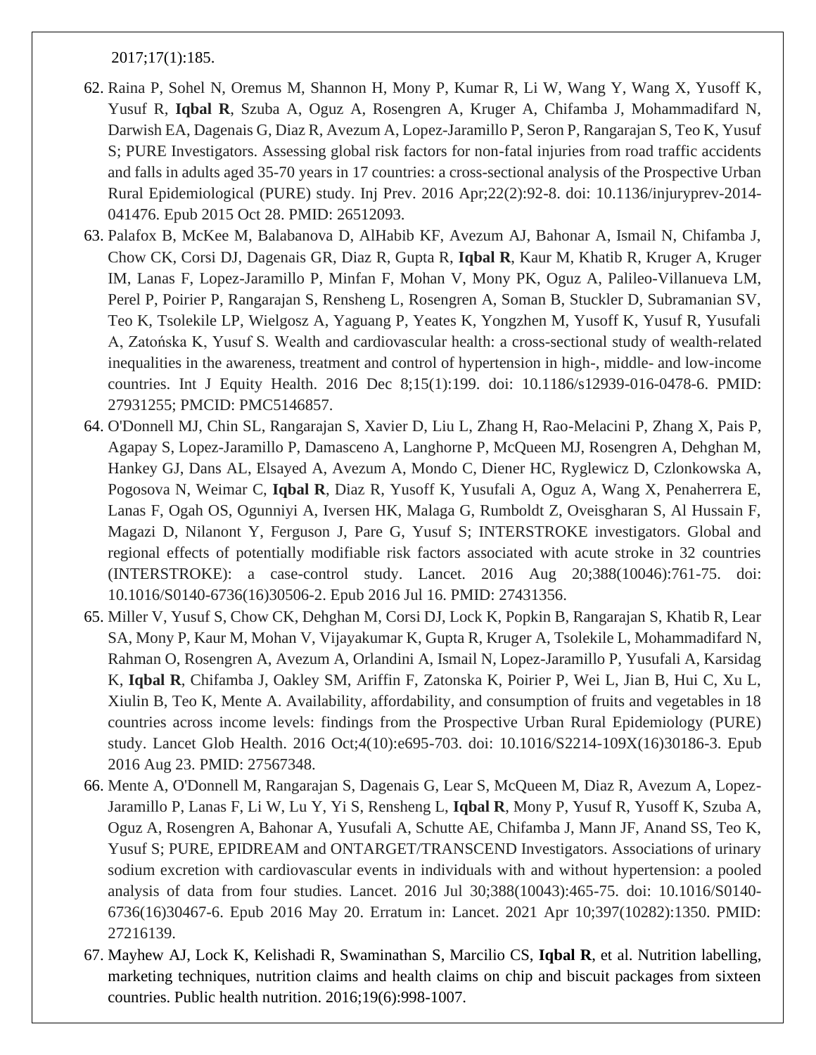2017;17(1):185.

62. Raina P, Sohel N, Oremus M, Shannon H, Mony P, Kumar R, Li W, Wang Y, Wang X, Yusoff K, Yusuf R, **Iqbal R**, Szuba A, Oguz A, Rosengren A, Kruger A, Chifamba J, Mohammadifard N, Darwish EA, Dagenais G, Diaz R, Avezum A, Lopez-Jaramillo P, Seron P, Rangarajan S, Teo K, Yusuf S; PURE Investigators. Assessing global risk factors for non-fatal injuries from road traffic accidents and falls in adults aged 35-70 years in 17 countries: a cross-sectional analysis of the Prospective Urban Rural Epidemiological (PURE) study. Inj Prev. 2016 Apr;22(2):92-8. doi: 10.1136/injuryprev-2014-041476. Epub 2015 Oct 28. PMID: 26512093.
63. Palafox B, McKee M, Balabanova D, AlHabib KF, Avezum AJ, Bahonar A, Ismail N, Chifamba J, Chow CK, Corsi DJ, Dagenais GR, Diaz R, Gupta R, **Iqbal R**, Kaur M, Khatib R, Kruger A, Kruger IM, Lanas F, Lopez-Jaramillo P, Minfan F, Mohan V, Mony PK, Oguz A, Palileo-Villanueva LM, Perel P, Poirier P, Rangarajan S, Rensheng L, Rosengren A, Soman B, Stuckler D, Subramanian SV, Teo K, Tsolekile LP, Wielgosz A, Yaguang P, Yeates K, Yongzhen M, Yusoff K, Yusuf R, Yusufali A, Zatońska K, Yusuf S. Wealth and cardiovascular health: a cross-sectional study of wealth-related inequalities in the awareness, treatment and control of hypertension in high-, middle- and low-income countries. Int J Equity Health. 2016 Dec 8;15(1):199. doi: 10.1186/s12939-016-0478-6. PMID: 27931255; PMCID: PMC5146857.
64. O'Donnell MJ, Chin SL, Rangarajan S, Xavier D, Liu L, Zhang H, Rao-Melacini P, Zhang X, Pais P, Agapay S, Lopez-Jaramillo P, Damasceno A, Langhorne P, McQueen MJ, Rosengren A, Dehghan M, Hankey GJ, Dans AL, Elsayed A, Avezum A, Mondo C, Diener HC, Ryglewicz D, Czlonkowska A, Pogosova N, Weimar C, **Iqbal R**, Diaz R, Yusoff K, Yusufali A, Oguz A, Wang X, Penaherrera E, Lanas F, Ogah OS, Ogunniyi A, Iversen HK, Malaga G, Rumboldt Z, Oveisgharan S, Al Hussain F, Magazi D, Nilanont Y, Ferguson J, Pare G, Yusuf S; INTERSTROKE investigators. Global and regional effects of potentially modifiable risk factors associated with acute stroke in 32 countries (INTERSTROKE): a case-control study. Lancet. 2016 Aug 20;388(10046):761-75. doi: 10.1016/S0140-6736(16)30506-2. Epub 2016 Jul 16. PMID: 27431356.
65. Miller V, Yusuf S, Chow CK, Dehghan M, Corsi DJ, Lock K, Popkin B, Rangarajan S, Khatib R, Lear SA, Mony P, Kaur M, Mohan V, Vijayakumar K, Gupta R, Kruger A, Tsolekile L, Mohammadifard N, Rahman O, Rosengren A, Avezum A, Orlandini A, Ismail N, Lopez-Jaramillo P, Yusufali A, Karsidag K, **Iqbal R**, Chifamba J, Oakley SM, Ariffin F, Zatonska K, Poirier P, Wei L, Jian B, Hui C, Xu L, Xiulin B, Teo K, Mente A. Availability, affordability, and consumption of fruits and vegetables in 18 countries across income levels: findings from the Prospective Urban Rural Epidemiology (PURE) study. Lancet Glob Health. 2016 Oct;4(10):e695-703. doi: 10.1016/S2214-109X(16)30186-3. Epub 2016 Aug 23. PMID: 27567348.
66. Mente A, O'Donnell M, Rangarajan S, Dagenais G, Lear S, McQueen M, Diaz R, Avezum A, Lopez-Jaramillo P, Lanas F, Li W, Lu Y, Yi S, Rensheng L, **Iqbal R**, Mony P, Yusuf R, Yusoff K, Szuba A, Oguz A, Rosengren A, Bahonar A, Yusufali A, Schutte AE, Chifamba J, Mann JF, Anand SS, Teo K, Yusuf S; PURE, EPIDREAM and ONTARGET/TRANSCEND Investigators. Associations of urinary sodium excretion with cardiovascular events in individuals with and without hypertension: a pooled analysis of data from four studies. Lancet. 2016 Jul 30;388(10043):465-75. doi: 10.1016/S0140-6736(16)30467-6. Epub 2016 May 20. Erratum in: Lancet. 2021 Apr 10;397(10282):1350. PMID: 27216139.
67. Mayhew AJ, Lock K, Kelishadi R, Swaminathan S, Marcilio CS, **Iqbal R**, et al. Nutrition labelling, marketing techniques, nutrition claims and health claims on chip and biscuit packages from sixteen countries. Public health nutrition. 2016;19(6):998-1007.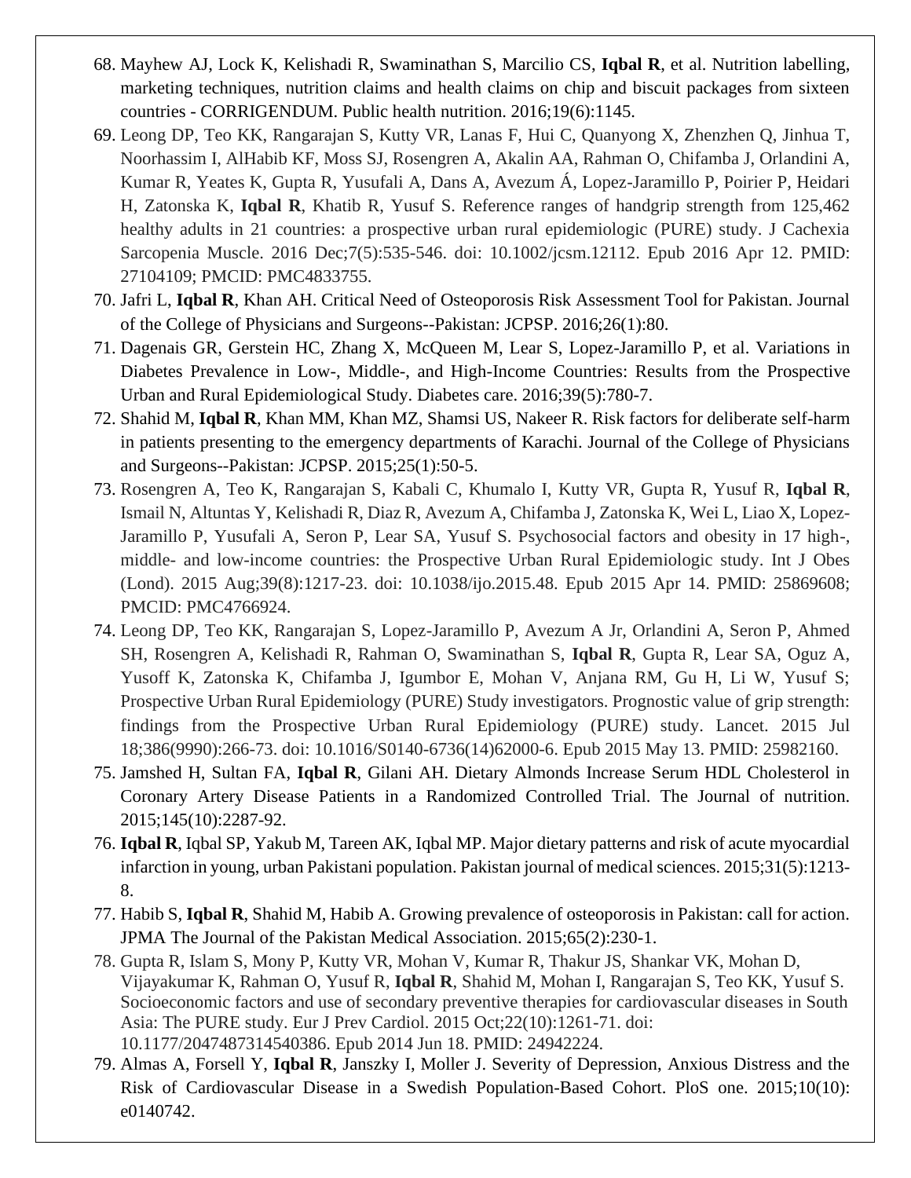68. Mayhew AJ, Lock K, Kelishadi R, Swaminathan S, Marcilio CS, **Iqbal R**, et al. Nutrition labelling, marketing techniques, nutrition claims and health claims on chip and biscuit packages from sixteen countries - CORRIGENDUM. Public health nutrition. 2016;19(6):1145.
69. Leong DP, Teo KK, Rangarajan S, Kutty VR, Lanas F, Hui C, Quanyong X, Zhenzhen Q, Jinhua T, Noorhassim I, AlHabib KF, Moss SJ, Rosengren A, Akalin AA, Rahman O, Chifamba J, Orlandini A, Kumar R, Yeates K, Gupta R, Yusufali A, Dans A, Avezum Á, Lopez-Jaramillo P, Poirier P, Heidari H, Zatonska K, **Iqbal R**, Khatib R, Yusuf S. Reference ranges of handgrip strength from 125,462 healthy adults in 21 countries: a prospective urban rural epidemiologic (PURE) study. J Cachexia Sarcopenia Muscle. 2016 Dec;7(5):535-546. doi: 10.1002/jcsm.12112. Epub 2016 Apr 12. PMID: 27104109; PMCID: PMC4833755.
70. Jafri L, **Iqbal R**, Khan AH. Critical Need of Osteoporosis Risk Assessment Tool for Pakistan. Journal of the College of Physicians and Surgeons--Pakistan: JCPSP. 2016;26(1):80.
71. Dagenais GR, Gerstein HC, Zhang X, McQueen M, Lear S, Lopez-Jaramillo P, et al. Variations in Diabetes Prevalence in Low-, Middle-, and High-Income Countries: Results from the Prospective Urban and Rural Epidemiological Study. Diabetes care. 2016;39(5):780-7.
72. Shahid M, **Iqbal R**, Khan MM, Khan MZ, Shamsi US, Nakeer R. Risk factors for deliberate self-harm in patients presenting to the emergency departments of Karachi. Journal of the College of Physicians and Surgeons--Pakistan: JCPSP. 2015;25(1):50-5.
73. Rosengren A, Teo K, Rangarajan S, Kabali C, Khumalo I, Kutty VR, Gupta R, Yusuf R, **Iqbal R**, Ismail N, Altuntas Y, Kelishadi R, Diaz R, Avezum A, Chifamba J, Zatonska K, Wei L, Liao X, Lopez-Jaramillo P, Yusufali A, Seron P, Lear SA, Yusuf S. Psychosocial factors and obesity in 17 high-, middle- and low-income countries: the Prospective Urban Rural Epidemiologic study. Int J Obes (Lond). 2015 Aug;39(8):1217-23. doi: 10.1038/ijo.2015.48. Epub 2015 Apr 14. PMID: 25869608; PMCID: PMC4766924.
74. Leong DP, Teo KK, Rangarajan S, Lopez-Jaramillo P, Avezum A Jr, Orlandini A, Seron P, Ahmed SH, Rosengren A, Kelishadi R, Rahman O, Swaminathan S, **Iqbal R**, Gupta R, Lear SA, Oguz A, Yusoff K, Zatonska K, Chifamba J, Igumbor E, Mohan V, Anjana RM, Gu H, Li W, Yusuf S; Prospective Urban Rural Epidemiology (PURE) Study investigators. Prognostic value of grip strength: findings from the Prospective Urban Rural Epidemiology (PURE) study. Lancet. 2015 Jul 18;386(9990):266-73. doi: 10.1016/S0140-6736(14)62000-6. Epub 2015 May 13. PMID: 25982160.
75. Jamshed H, Sultan FA, **Iqbal R**, Gilani AH. Dietary Almonds Increase Serum HDL Cholesterol in Coronary Artery Disease Patients in a Randomized Controlled Trial. The Journal of nutrition. 2015;145(10):2287-92.
76. **Iqbal R**, Iqbal SP, Yakub M, Tareen AK, Iqbal MP. Major dietary patterns and risk of acute myocardial infarction in young, urban Pakistani population. Pakistan journal of medical sciences. 2015;31(5):1213-8.
77. Habib S, **Iqbal R**, Shahid M, Habib A. Growing prevalence of osteoporosis in Pakistan: call for action. JPMA The Journal of the Pakistan Medical Association. 2015;65(2):230-1.
78. Gupta R, Islam S, Mony P, Kutty VR, Mohan V, Kumar R, Thakur JS, Shankar VK, Mohan D, Vijayakumar K, Rahman O, Yusuf R, **Iqbal R**, Shahid M, Mohan I, Rangarajan S, Teo KK, Yusuf S. Socioeconomic factors and use of secondary preventive therapies for cardiovascular diseases in South Asia: The PURE study. Eur J Prev Cardiol. 2015 Oct;22(10):1261-71. doi: 10.1177/2047487314540386. Epub 2014 Jun 18. PMID: 24942224.
79. Almas A, Forsell Y, **Iqbal R**, Janszky I, Moller J. Severity of Depression, Anxious Distress and the Risk of Cardiovascular Disease in a Swedish Population-Based Cohort. PloS one. 2015;10(10): e0140742.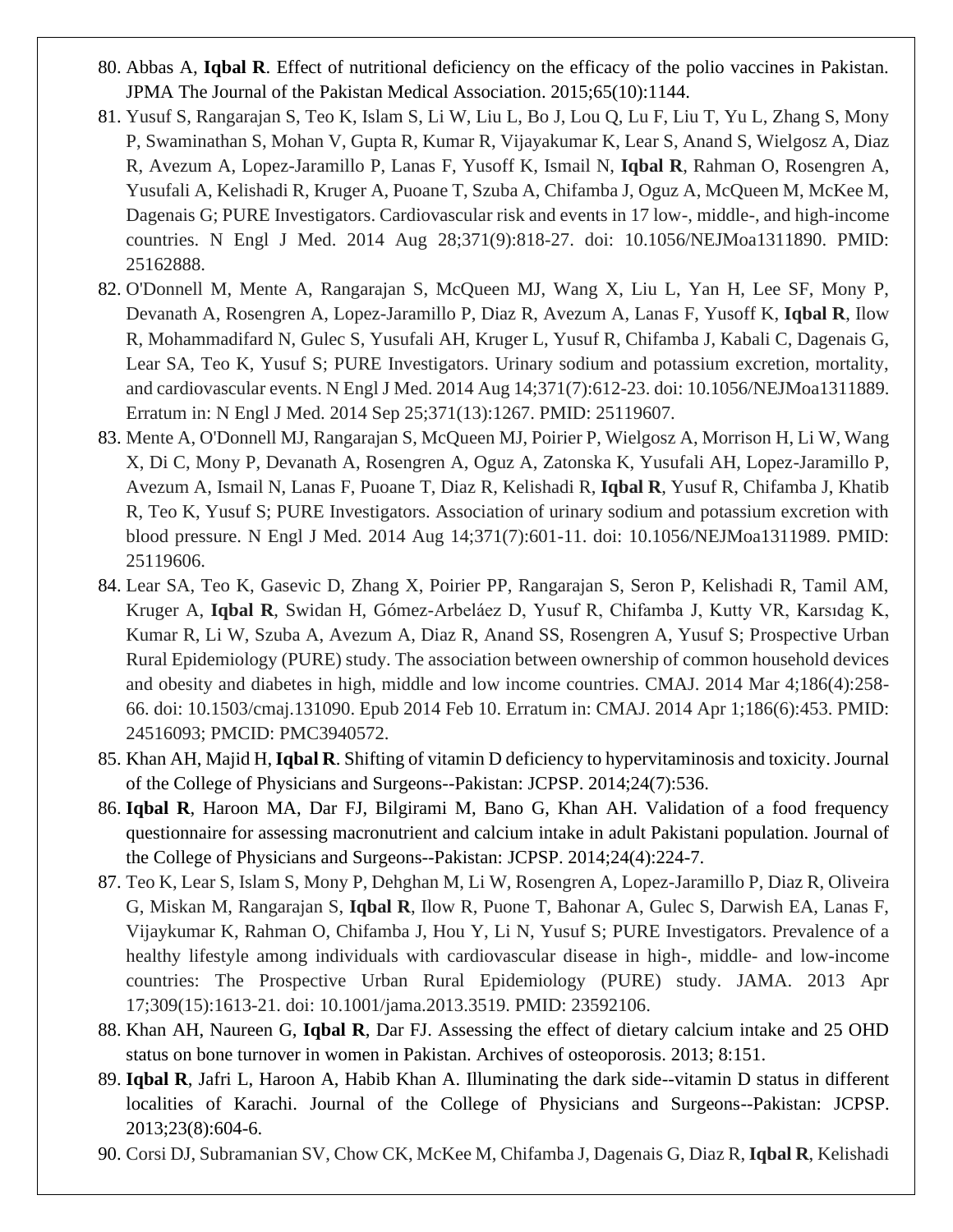80. Abbas A, **Iqbal R**. Effect of nutritional deficiency on the efficacy of the polio vaccines in Pakistan. JPMA The Journal of the Pakistan Medical Association. 2015;65(10):1144.
81. Yusuf S, Rangarajan S, Teo K, Islam S, Li W, Liu L, Bo J, Lou Q, Lu F, Liu T, Yu L, Zhang S, Mony P, Swaminathan S, Mohan V, Gupta R, Kumar R, Vijayakumar K, Lear S, Anand S, Wielgosz A, Diaz R, Avezum A, Lopez-Jaramillo P, Lanas F, Yusoff K, Ismail N, **Iqbal R**, Rahman O, Rosengren A, Yusufali A, Kelishadi R, Kruger A, Puoane T, Szuba A, Chifamba J, Oguz A, McQueen M, McKee M, Dagenais G; PURE Investigators. Cardiovascular risk and events in 17 low-, middle-, and high-income countries. N Engl J Med. 2014 Aug 28;371(9):818-27. doi: 10.1056/NEJMoa1311890. PMID: 25162888.
82. O'Donnell M, Mente A, Rangarajan S, McQueen MJ, Wang X, Liu L, Yan H, Lee SF, Mony P, Devanath A, Rosengren A, Lopez-Jaramillo P, Diaz R, Avezum A, Lanas F, Yusoff K, **Iqbal R**, Ilow R, Mohammadifard N, Gulec S, Yusufali AH, Kruger L, Yusuf R, Chifamba J, Kabali C, Dagenais G, Lear SA, Teo K, Yusuf S; PURE Investigators. Urinary sodium and potassium excretion, mortality, and cardiovascular events. N Engl J Med. 2014 Aug 14;371(7):612-23. doi: 10.1056/NEJMoa1311889. Erratum in: N Engl J Med. 2014 Sep 25;371(13):1267. PMID: 25119607.
83. Mente A, O'Donnell MJ, Rangarajan S, McQueen MJ, Poirier P, Wielgosz A, Morrison H, Li W, Wang X, Di C, Mony P, Devanath A, Rosengren A, Oguz A, Zatonska K, Yusufali AH, Lopez-Jaramillo P, Avezum A, Ismail N, Lanas F, Puoane T, Diaz R, Kelishadi R, **Iqbal R**, Yusuf R, Chifamba J, Khatib R, Teo K, Yusuf S; PURE Investigators. Association of urinary sodium and potassium excretion with blood pressure. N Engl J Med. 2014 Aug 14;371(7):601-11. doi: 10.1056/NEJMoa1311989. PMID: 25119606.
84. Lear SA, Teo K, Gasevic D, Zhang X, Poirier PP, Rangarajan S, Seron P, Kelishadi R, Tamil AM, Kruger A, **Iqbal R**, Swidan H, Gómez-Arbeláez D, Yusuf R, Chifamba J, Kutty VR, Karsıdag K, Kumar R, Li W, Szuba A, Avezum A, Diaz R, Anand SS, Rosengren A, Yusuf S; Prospective Urban Rural Epidemiology (PURE) study. The association between ownership of common household devices and obesity and diabetes in high, middle and low income countries. CMAJ. 2014 Mar 4;186(4):258-66. doi: 10.1503/cmaj.131090. Epub 2014 Feb 10. Erratum in: CMAJ. 2014 Apr 1;186(6):453. PMID: 24516093; PMCID: PMC3940572.
85. Khan AH, Majid H, **Iqbal R**. Shifting of vitamin D deficiency to hypervitaminosis and toxicity. Journal of the College of Physicians and Surgeons--Pakistan: JCPSP. 2014;24(7):536.
86. **Iqbal R**, Haroon MA, Dar FJ, Bilgirami M, Bano G, Khan AH. Validation of a food frequency questionnaire for assessing macronutrient and calcium intake in adult Pakistani population. Journal of the College of Physicians and Surgeons--Pakistan: JCPSP. 2014;24(4):224-7.
87. Teo K, Lear S, Islam S, Mony P, Dehghan M, Li W, Rosengren A, Lopez-Jaramillo P, Diaz R, Oliveira G, Miskan M, Rangarajan S, **Iqbal R**, Ilow R, Puone T, Bahonar A, Gulec S, Darwish EA, Lanas F, Vijaykumar K, Rahman O, Chifamba J, Hou Y, Li N, Yusuf S; PURE Investigators. Prevalence of a healthy lifestyle among individuals with cardiovascular disease in high-, middle- and low-income countries: The Prospective Urban Rural Epidemiology (PURE) study. JAMA. 2013 Apr 17;309(15):1613-21. doi: 10.1001/jama.2013.3519. PMID: 23592106.
88. Khan AH, Naureen G, **Iqbal R**, Dar FJ. Assessing the effect of dietary calcium intake and 25 OHD status on bone turnover in women in Pakistan. Archives of osteoporosis. 2013; 8:151.
89. **Iqbal R**, Jafri L, Haroon A, Habib Khan A. Illuminating the dark side--vitamin D status in different localities of Karachi. Journal of the College of Physicians and Surgeons--Pakistan: JCPSP. 2013;23(8):604-6.
90. Corsi DJ, Subramanian SV, Chow CK, McKee M, Chifamba J, Dagenais G, Diaz R, **Iqbal R**, Kelishadi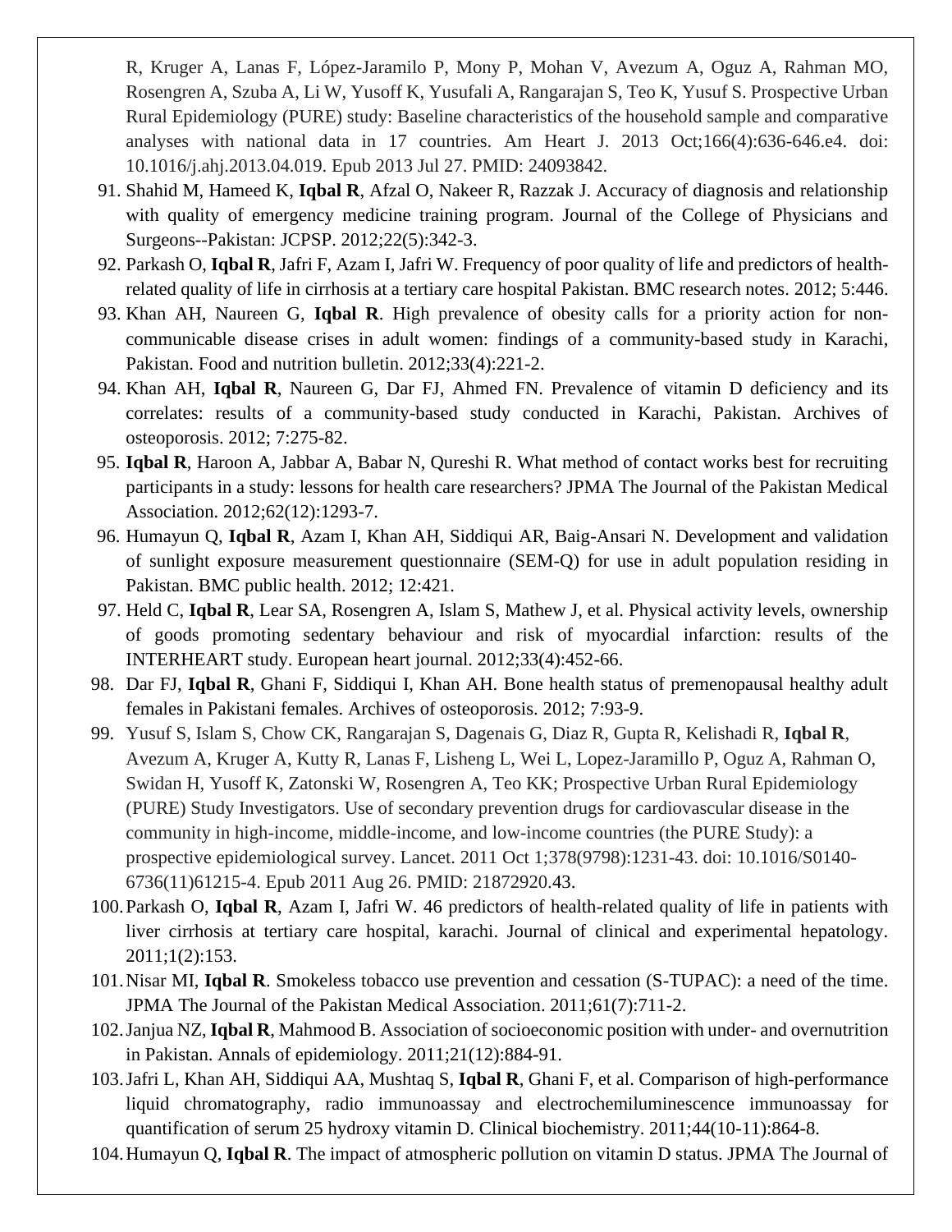R, Kruger A, Lanas F, López-Jaramilo P, Mony P, Mohan V, Avezum A, Oguz A, Rahman MO, Rosengren A, Szuba A, Li W, Yusoff K, Yusufali A, Rangarajan S, Teo K, Yusuf S. Prospective Urban Rural Epidemiology (PURE) study: Baseline characteristics of the household sample and comparative analyses with national data in 17 countries. Am Heart J. 2013 Oct;166(4):636-646.e4. doi: 10.1016/j.ahj.2013.04.019. Epub 2013 Jul 27. PMID: 24093842.

91. Shahid M, Hameed K, **Iqbal R**, Afzal O, Nakeer R, Razzak J. Accuracy of diagnosis and relationship with quality of emergency medicine training program. Journal of the College of Physicians and Surgeons--Pakistan: JCPSP. 2012;22(5):342-3.
92. Parkash O, **Iqbal R**, Jafri F, Azam I, Jafri W. Frequency of poor quality of life and predictors of health-related quality of life in cirrhosis at a tertiary care hospital Pakistan. BMC research notes. 2012; 5:446.
93. Khan AH, Naureen G, **Iqbal R**. High prevalence of obesity calls for a priority action for non-communicable disease crises in adult women: findings of a community-based study in Karachi, Pakistan. Food and nutrition bulletin. 2012;33(4):221-2.
94. Khan AH, **Iqbal R**, Naureen G, Dar FJ, Ahmed FN. Prevalence of vitamin D deficiency and its correlates: results of a community-based study conducted in Karachi, Pakistan. Archives of osteoporosis. 2012; 7:275-82.
95. **Iqbal R**, Haroon A, Jabbar A, Babar N, Qureshi R. What method of contact works best for recruiting participants in a study: lessons for health care researchers? JPMA The Journal of the Pakistan Medical Association. 2012;62(12):1293-7.
96. Humayun Q, **Iqbal R**, Azam I, Khan AH, Siddiqui AR, Baig-Ansari N. Development and validation of sunlight exposure measurement questionnaire (SEM-Q) for use in adult population residing in Pakistan. BMC public health. 2012; 12:421.
97. Held C, **Iqbal R**, Lear SA, Rosengren A, Islam S, Mathew J, et al. Physical activity levels, ownership of goods promoting sedentary behaviour and risk of myocardial infarction: results of the INTERHEART study. European heart journal. 2012;33(4):452-66.
98. Dar FJ, **Iqbal R**, Ghani F, Siddiqui I, Khan AH. Bone health status of premenopausal healthy adult females in Pakistani females. Archives of osteoporosis. 2012; 7:93-9.
99. Yusuf S, Islam S, Chow CK, Rangarajan S, Dagenais G, Diaz R, Gupta R, Kelishadi R, **Iqbal R**, Avezum A, Kruger A, Kutty R, Lanas F, Lisheng L, Wei L, Lopez-Jaramillo P, Oguz A, Rahman O, Swidan H, Yusoff K, Zatonski W, Rosengren A, Teo KK; Prospective Urban Rural Epidemiology (PURE) Study Investigators. Use of secondary prevention drugs for cardiovascular disease in the community in high-income, middle-income, and low-income countries (the PURE Study): a prospective epidemiological survey. Lancet. 2011 Oct 1;378(9798):1231-43. doi: 10.1016/S0140-6736(11)61215-4. Epub 2011 Aug 26. PMID: 21872920.43.
100. Parkash O, **Iqbal R**, Azam I, Jafri W. 46 predictors of health-related quality of life in patients with liver cirrhosis at tertiary care hospital, karachi. Journal of clinical and experimental hepatology. 2011;1(2):153.
101. Nisar MI, **Iqbal R**. Smokeless tobacco use prevention and cessation (S-TUPAC): a need of the time. JPMA The Journal of the Pakistan Medical Association. 2011;61(7):711-2.
102. Janjua NZ, **Iqbal R**, Mahmood B. Association of socioeconomic position with under- and overnutrition in Pakistan. Annals of epidemiology. 2011;21(12):884-91.
103. Jafri L, Khan AH, Siddiqui AA, Mushtaq S, **Iqbal R**, Ghani F, et al. Comparison of high-performance liquid chromatography, radio immunoassay and electrochemiluminescence immunoassay for quantification of serum 25 hydroxy vitamin D. Clinical biochemistry. 2011;44(10-11):864-8.
104. Humayun Q, **Iqbal R**. The impact of atmospheric pollution on vitamin D status. JPMA The Journal of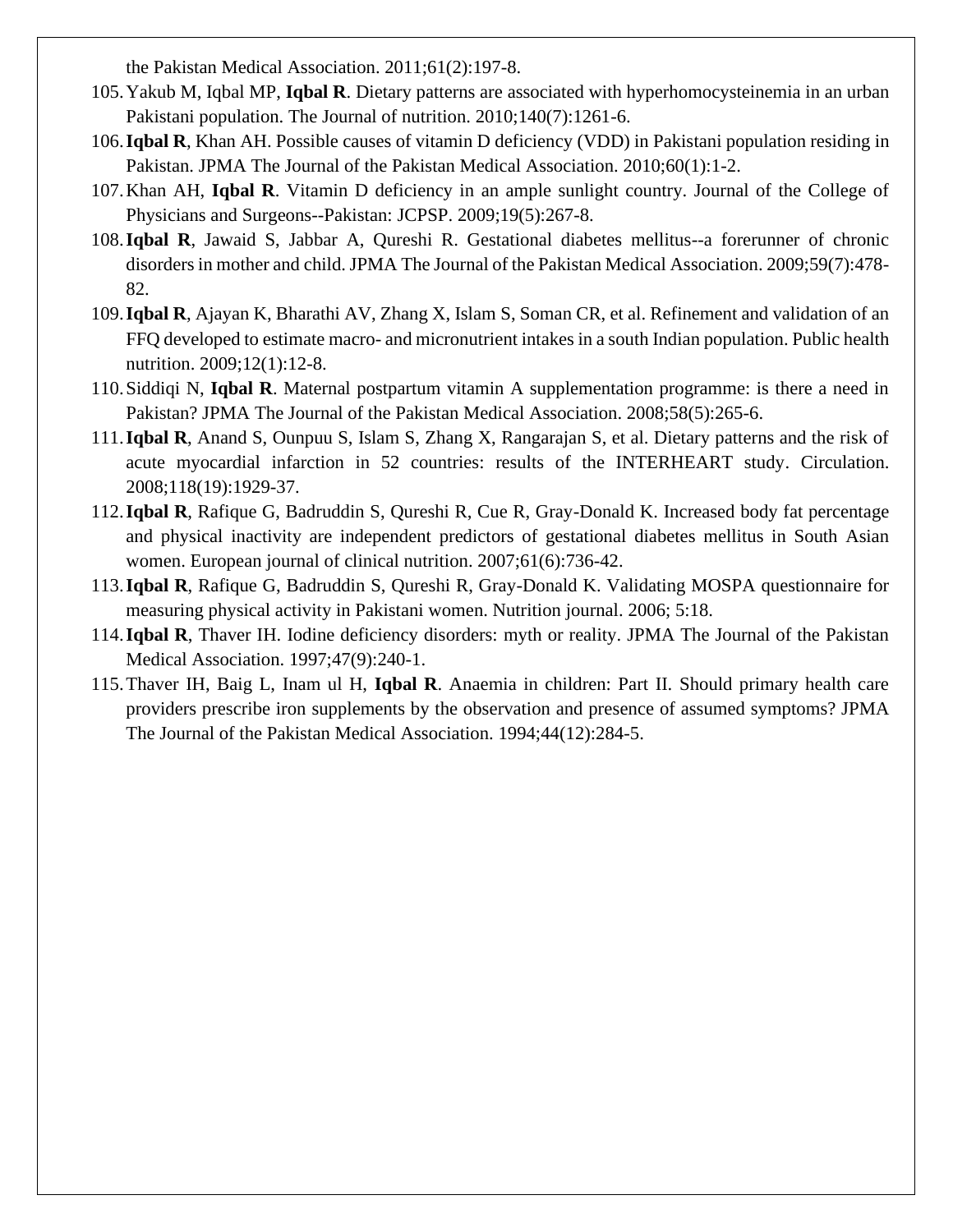the Pakistan Medical Association. 2011;61(2):197-8.

105. Yakub M, Iqbal MP, **Iqbal R**. Dietary patterns are associated with hyperhomocysteinemia in an urban Pakistani population. The Journal of nutrition. 2010;140(7):1261-6.
106. **Iqbal R**, Khan AH. Possible causes of vitamin D deficiency (VDD) in Pakistani population residing in Pakistan. JPMA The Journal of the Pakistan Medical Association. 2010;60(1):1-2.
107. Khan AH, **Iqbal R**. Vitamin D deficiency in an ample sunlight country. Journal of the College of Physicians and Surgeons--Pakistan: JCPSP. 2009;19(5):267-8.
108. **Iqbal R**, Jawaid S, Jabbar A, Qureshi R. Gestational diabetes mellitus--a forerunner of chronic disorders in mother and child. JPMA The Journal of the Pakistan Medical Association. 2009;59(7):478-82.
109. **Iqbal R**, Ajayan K, Bharathi AV, Zhang X, Islam S, Soman CR, et al. Refinement and validation of an FFQ developed to estimate macro- and micronutrient intakes in a south Indian population. Public health nutrition. 2009;12(1):12-8.
110. Siddiqi N, **Iqbal R**. Maternal postpartum vitamin A supplementation programme: is there a need in Pakistan? JPMA The Journal of the Pakistan Medical Association. 2008;58(5):265-6.
111. **Iqbal R**, Anand S, Ounpuu S, Islam S, Zhang X, Rangarajan S, et al. Dietary patterns and the risk of acute myocardial infarction in 52 countries: results of the INTERHEART study. Circulation. 2008;118(19):1929-37.
112. **Iqbal R**, Rafique G, Badruddin S, Qureshi R, Cue R, Gray-Donald K. Increased body fat percentage and physical inactivity are independent predictors of gestational diabetes mellitus in South Asian women. European journal of clinical nutrition. 2007;61(6):736-42.
113. **Iqbal R**, Rafique G, Badruddin S, Qureshi R, Gray-Donald K. Validating MOSPA questionnaire for measuring physical activity in Pakistani women. Nutrition journal. 2006; 5:18.
114. **Iqbal R**, Thaver IH. Iodine deficiency disorders: myth or reality. JPMA The Journal of the Pakistan Medical Association. 1997;47(9):240-1.
115. Thaver IH, Baig L, Inam ul H, **Iqbal R**. Anaemia in children: Part II. Should primary health care providers prescribe iron supplements by the observation and presence of assumed symptoms? JPMA The Journal of the Pakistan Medical Association. 1994;44(12):284-5.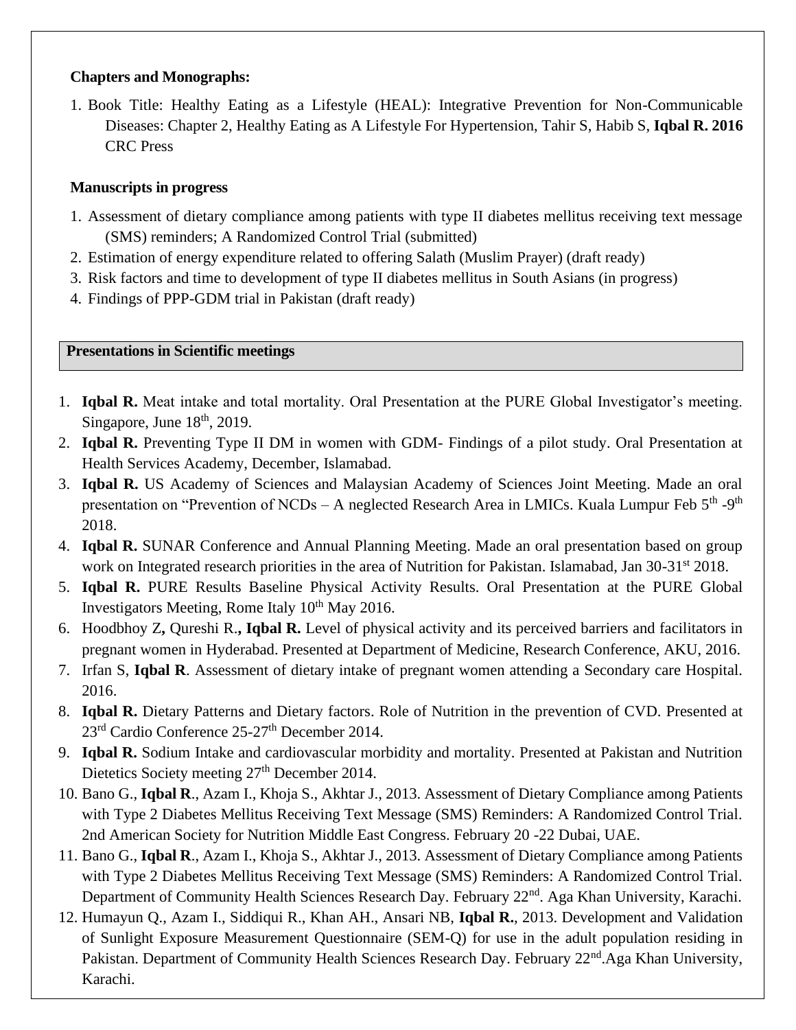**Chapters and Monographs:**

1. Book Title: Healthy Eating as a Lifestyle (HEAL): Integrative Prevention for Non-Communicable Diseases: Chapter 2, Healthy Eating as A Lifestyle For Hypertension, Tahir S, Habib S, **Iqbal R. 2016** CRC Press

**Manuscripts in progress**

1. Assessment of dietary compliance among patients with type II diabetes mellitus receiving text message (SMS) reminders; A Randomized Control Trial (submitted)
2. Estimation of energy expenditure related to offering Salath (Muslim Prayer) (draft ready)
3. Risk factors and time to development of type II diabetes mellitus in South Asians (in progress)
4. Findings of PPP-GDM trial in Pakistan (draft ready)

## Presentations in Scientific meetings

1. **Iqbal R.** Meat intake and total mortality. Oral Presentation at the PURE Global Investigator's meeting. Singapore, June 18th, 2019.
2. **Iqbal R.** Preventing Type II DM in women with GDM- Findings of a pilot study. Oral Presentation at Health Services Academy, December, Islamabad.
3. **Iqbal R.** US Academy of Sciences and Malaysian Academy of Sciences Joint Meeting. Made an oral presentation on "Prevention of NCDs – A neglected Research Area in LMICs. Kuala Lumpur Feb 5th -9th 2018.
4. **Iqbal R.** SUNAR Conference and Annual Planning Meeting. Made an oral presentation based on group work on Integrated research priorities in the area of Nutrition for Pakistan. Islamabad, Jan 30-31st 2018.
5. **Iqbal R.** PURE Results Baseline Physical Activity Results. Oral Presentation at the PURE Global Investigators Meeting, Rome Italy 10th May 2016.
6. Hoodbhoy Z**,** Qureshi R.**, Iqbal R.** Level of physical activity and its perceived barriers and facilitators in pregnant women in Hyderabad. Presented at Department of Medicine, Research Conference, AKU, 2016.
7. Irfan S, **Iqbal R**. Assessment of dietary intake of pregnant women attending a Secondary care Hospital. 2016.
8. **Iqbal R.** Dietary Patterns and Dietary factors. Role of Nutrition in the prevention of CVD. Presented at 23rd Cardio Conference 25-27th December 2014.
9. **Iqbal R.** Sodium Intake and cardiovascular morbidity and mortality. Presented at Pakistan and Nutrition Dietetics Society meeting 27th December 2014.
10. Bano G., **Iqbal R**., Azam I., Khoja S., Akhtar J., 2013. Assessment of Dietary Compliance among Patients with Type 2 Diabetes Mellitus Receiving Text Message (SMS) Reminders: A Randomized Control Trial. 2nd American Society for Nutrition Middle East Congress. February 20 -22 Dubai, UAE.
11. Bano G., **Iqbal R**., Azam I., Khoja S., Akhtar J., 2013. Assessment of Dietary Compliance among Patients with Type 2 Diabetes Mellitus Receiving Text Message (SMS) Reminders: A Randomized Control Trial. Department of Community Health Sciences Research Day. February 22nd. Aga Khan University, Karachi.
12. Humayun Q., Azam I., Siddiqui R., Khan AH., Ansari NB, **Iqbal R.**, 2013. Development and Validation of Sunlight Exposure Measurement Questionnaire (SEM-Q) for use in the adult population residing in Pakistan. Department of Community Health Sciences Research Day. February 22nd.Aga Khan University, Karachi.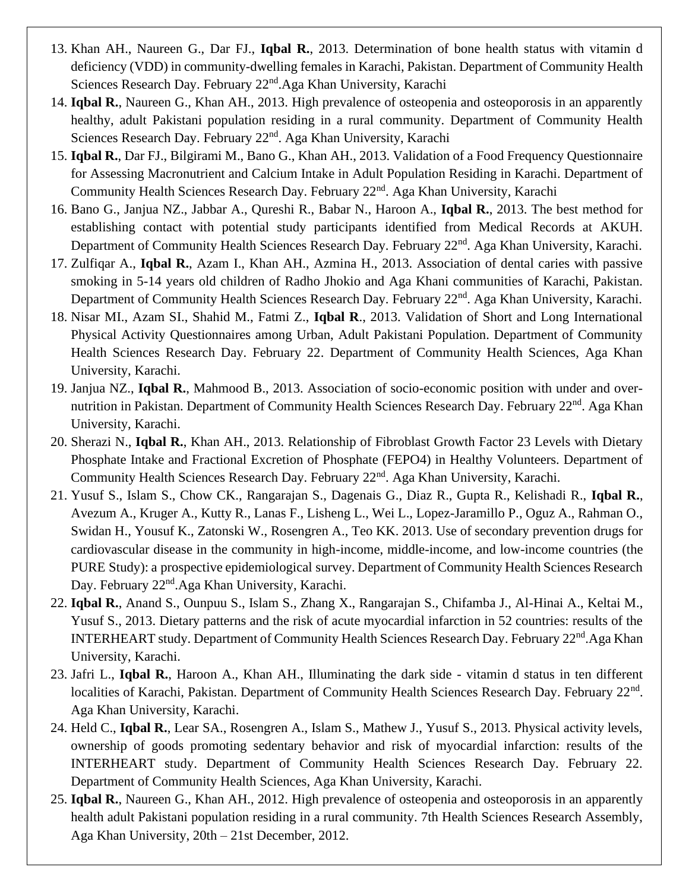13. Khan AH., Naureen G., Dar FJ., **Iqbal R.**, 2013. Determination of bone health status with vitamin d deficiency (VDD) in community-dwelling females in Karachi, Pakistan. Department of Community Health Sciences Research Day. February 22nd.Aga Khan University, Karachi
14. **Iqbal R.**, Naureen G., Khan AH., 2013. High prevalence of osteopenia and osteoporosis in an apparently healthy, adult Pakistani population residing in a rural community. Department of Community Health Sciences Research Day. February 22nd. Aga Khan University, Karachi
15. **Iqbal R.**, Dar FJ., Bilgirami M., Bano G., Khan AH., 2013. Validation of a Food Frequency Questionnaire for Assessing Macronutrient and Calcium Intake in Adult Population Residing in Karachi. Department of Community Health Sciences Research Day. February 22nd. Aga Khan University, Karachi
16. Bano G., Janjua NZ., Jabbar A., Qureshi R., Babar N., Haroon A., **Iqbal R.**, 2013. The best method for establishing contact with potential study participants identified from Medical Records at AKUH. Department of Community Health Sciences Research Day. February 22nd. Aga Khan University, Karachi.
17. Zulfiqar A., **Iqbal R.**, Azam I., Khan AH., Azmina H., 2013. Association of dental caries with passive smoking in 5-14 years old children of Radho Jhokio and Aga Khani communities of Karachi, Pakistan. Department of Community Health Sciences Research Day. February 22nd. Aga Khan University, Karachi.
18. Nisar MI., Azam SI., Shahid M., Fatmi Z., **Iqbal R**., 2013. Validation of Short and Long International Physical Activity Questionnaires among Urban, Adult Pakistani Population. Department of Community Health Sciences Research Day. February 22. Department of Community Health Sciences, Aga Khan University, Karachi.
19. Janjua NZ., **Iqbal R.**, Mahmood B., 2013. Association of socio-economic position with under and over-nutrition in Pakistan. Department of Community Health Sciences Research Day. February 22nd. Aga Khan University, Karachi.
20. Sherazi N., **Iqbal R.**, Khan AH., 2013. Relationship of Fibroblast Growth Factor 23 Levels with Dietary Phosphate Intake and Fractional Excretion of Phosphate (FEPO4) in Healthy Volunteers. Department of Community Health Sciences Research Day. February 22nd. Aga Khan University, Karachi.
21. Yusuf S., Islam S., Chow CK., Rangarajan S., Dagenais G., Diaz R., Gupta R., Kelishadi R., **Iqbal R.**, Avezum A., Kruger A., Kutty R., Lanas F., Lisheng L., Wei L., Lopez-Jaramillo P., Oguz A., Rahman O., Swidan H., Yousuf K., Zatonski W., Rosengren A., Teo KK. 2013. Use of secondary prevention drugs for cardiovascular disease in the community in high-income, middle-income, and low-income countries (the PURE Study): a prospective epidemiological survey. Department of Community Health Sciences Research Day. February 22nd.Aga Khan University, Karachi.
22. **Iqbal R.**, Anand S., Ounpuu S., Islam S., Zhang X., Rangarajan S., Chifamba J., Al-Hinai A., Keltai M., Yusuf S., 2013. Dietary patterns and the risk of acute myocardial infarction in 52 countries: results of the INTERHEART study. Department of Community Health Sciences Research Day. February 22nd.Aga Khan University, Karachi.
23. Jafri L., **Iqbal R.**, Haroon A., Khan AH., Illuminating the dark side - vitamin d status in ten different localities of Karachi, Pakistan. Department of Community Health Sciences Research Day. February 22nd. Aga Khan University, Karachi.
24. Held C., **Iqbal R.**, Lear SA., Rosengren A., Islam S., Mathew J., Yusuf S., 2013. Physical activity levels, ownership of goods promoting sedentary behavior and risk of myocardial infarction: results of the INTERHEART study. Department of Community Health Sciences Research Day. February 22. Department of Community Health Sciences, Aga Khan University, Karachi.
25. **Iqbal R.**, Naureen G., Khan AH., 2012. High prevalence of osteopenia and osteoporosis in an apparently health adult Pakistani population residing in a rural community. 7th Health Sciences Research Assembly, Aga Khan University, 20th – 21st December, 2012.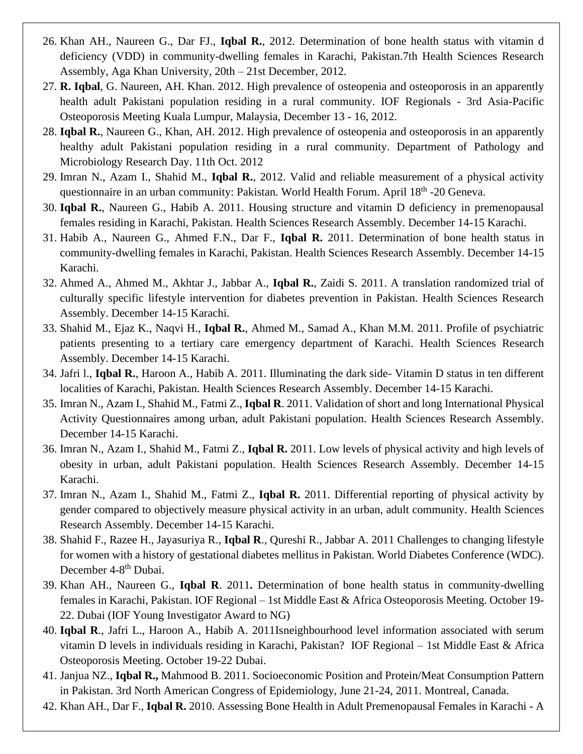26. Khan AH., Naureen G., Dar FJ., **Iqbal R.**, 2012. Determination of bone health status with vitamin d deficiency (VDD) in community-dwelling females in Karachi, Pakistan.7th Health Sciences Research Assembly, Aga Khan University, 20th – 21st December, 2012.
27. **R. Iqbal**, G. Naureen, AH. Khan. 2012. High prevalence of osteopenia and osteoporosis in an apparently health adult Pakistani population residing in a rural community. IOF Regionals - 3rd Asia-Pacific Osteoporosis Meeting Kuala Lumpur, Malaysia, December 13 - 16, 2012.
28. **Iqbal R.**, Naureen G., Khan, AH. 2012. High prevalence of osteopenia and osteoporosis in an apparently healthy adult Pakistani population residing in a rural community. Department of Pathology and Microbiology Research Day. 11th Oct. 2012
29. Imran N., Azam I., Shahid M., **Iqbal R.**, 2012. Valid and reliable measurement of a physical activity questionnaire in an urban community: Pakistan. World Health Forum. April 18th -20 Geneva.
30. **Iqbal R.**, Naureen G., Habib A. 2011. Housing structure and vitamin D deficiency in premenopausal females residing in Karachi, Pakistan. Health Sciences Research Assembly. December 14-15 Karachi.
31. Habib A., Naureen G., Ahmed F.N., Dar F., **Iqbal R.** 2011. Determination of bone health status in community-dwelling females in Karachi, Pakistan. Health Sciences Research Assembly. December 14-15 Karachi.
32. Ahmed A., Ahmed M., Akhtar J., Jabbar A., **Iqbal R.**, Zaidi S. 2011. A translation randomized trial of culturally specific lifestyle intervention for diabetes prevention in Pakistan. Health Sciences Research Assembly. December 14-15 Karachi.
33. Shahid M., Ejaz K., Naqvi H., **Iqbal R.**, Ahmed M., Samad A., Khan M.M. 2011. Profile of psychiatric patients presenting to a tertiary care emergency department of Karachi. Health Sciences Research Assembly. December 14-15 Karachi.
34. Jafri l., **Iqbal R.**, Haroon A., Habib A. 2011. Illuminating the dark side- Vitamin D status in ten different localities of Karachi, Pakistan. Health Sciences Research Assembly. December 14-15 Karachi.
35. Imran N., Azam I., Shahid M., Fatmi Z., **Iqbal R**. 2011. Validation of short and long International Physical Activity Questionnaires among urban, adult Pakistani population. Health Sciences Research Assembly. December 14-15 Karachi.
36. Imran N., Azam I., Shahid M., Fatmi Z., **Iqbal R.** 2011. Low levels of physical activity and high levels of obesity in urban, adult Pakistani population. Health Sciences Research Assembly. December 14-15 Karachi.
37. Imran N., Azam I., Shahid M., Fatmi Z., **Iqbal R.** 2011. Differential reporting of physical activity by gender compared to objectively measure physical activity in an urban, adult community. Health Sciences Research Assembly. December 14-15 Karachi.
38. Shahid F., Razee H., Jayasuriya R., **Iqbal R**., Qureshi R., Jabbar A. 2011 Challenges to changing lifestyle for women with a history of gestational diabetes mellitus in Pakistan. World Diabetes Conference (WDC). December 4-8th Dubai.
39. Khan AH., Naureen G., **Iqbal R**. 2011**.** Determination of bone health status in community-dwelling females in Karachi, Pakistan. IOF Regional – 1st Middle East & Africa Osteoporosis Meeting. October 19-22. Dubai (IOF Young Investigator Award to NG)
40. **Iqbal R**., Jafri L., Haroon A., Habib A. 2011Isneighbourhood level information associated with serum vitamin D levels in individuals residing in Karachi, Pakistan? IOF Regional – 1st Middle East & Africa Osteoporosis Meeting. October 19-22 Dubai.
41. Janjua NZ., **Iqbal R.,** Mahmood B. 2011. Socioeconomic Position and Protein/Meat Consumption Pattern in Pakistan. 3rd North American Congress of Epidemiology, June 21-24, 2011. Montreal, Canada.
42. Khan AH., Dar F., **Iqbal R.** 2010. Assessing Bone Health in Adult Premenopausal Females in Karachi - A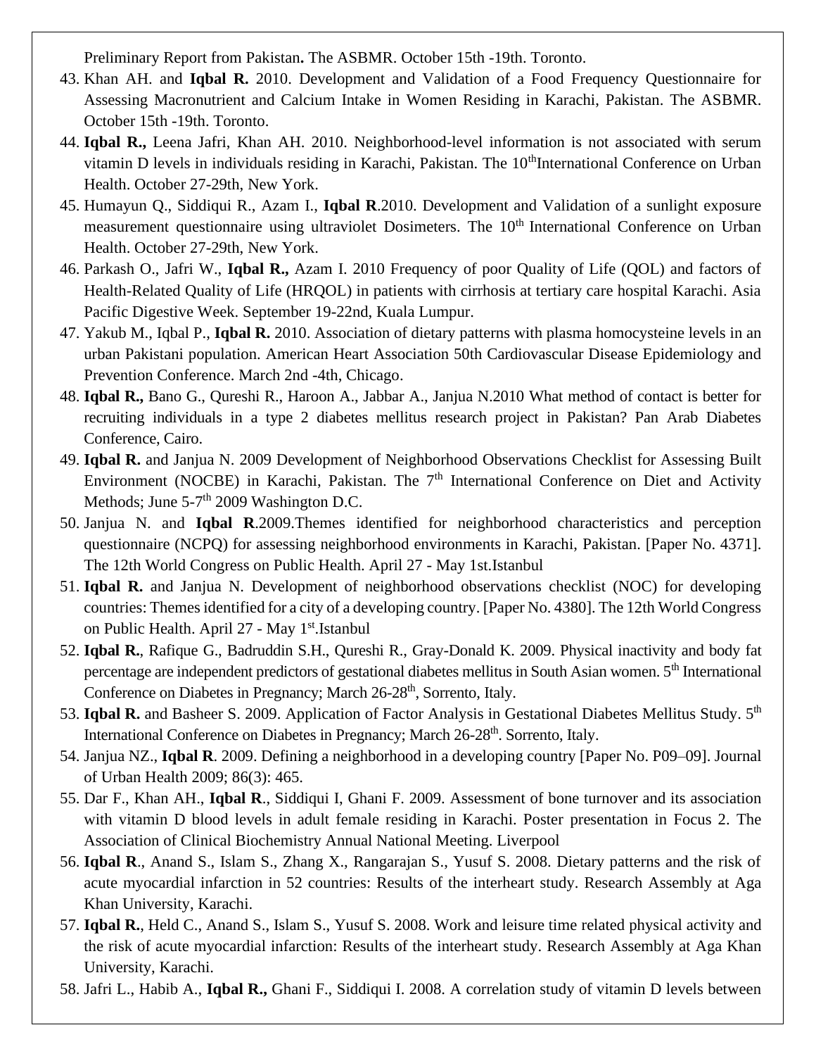Preliminary Report from Pakistan**.** The ASBMR. October 15th -19th. Toronto.

43. Khan AH. and **Iqbal R.** 2010. Development and Validation of a Food Frequency Questionnaire for Assessing Macronutrient and Calcium Intake in Women Residing in Karachi, Pakistan. The ASBMR. October 15th -19th. Toronto.
44. **Iqbal R.,** Leena Jafri, Khan AH. 2010. Neighborhood-level information is not associated with serum vitamin D levels in individuals residing in Karachi, Pakistan. The 10thInternational Conference on Urban Health. October 27-29th, New York.
45. Humayun Q., Siddiqui R., Azam I., **Iqbal R**.2010. Development and Validation of a sunlight exposure measurement questionnaire using ultraviolet Dosimeters. The 10th International Conference on Urban Health. October 27-29th, New York.
46. Parkash O., Jafri W., **Iqbal R.,** Azam I. 2010 Frequency of poor Quality of Life (QOL) and factors of Health-Related Quality of Life (HRQOL) in patients with cirrhosis at tertiary care hospital Karachi. Asia Pacific Digestive Week. September 19-22nd, Kuala Lumpur.
47. Yakub M., Iqbal P., **Iqbal R.** 2010. Association of dietary patterns with plasma homocysteine levels in an urban Pakistani population. American Heart Association 50th Cardiovascular Disease Epidemiology and Prevention Conference. March 2nd -4th, Chicago.
48. **Iqbal R.,** Bano G., Qureshi R., Haroon A., Jabbar A., Janjua N.2010 What method of contact is better for recruiting individuals in a type 2 diabetes mellitus research project in Pakistan? Pan Arab Diabetes Conference, Cairo.
49. **Iqbal R.** and Janjua N. 2009 Development of Neighborhood Observations Checklist for Assessing Built Environment (NOCBE) in Karachi, Pakistan. The 7th International Conference on Diet and Activity Methods; June 5-7th 2009 Washington D.C.
50. Janjua N. and **Iqbal R**.2009.Themes identified for neighborhood characteristics and perception questionnaire (NCPQ) for assessing neighborhood environments in Karachi, Pakistan. [Paper No. 4371]. The 12th World Congress on Public Health. April 27 - May 1st.Istanbul
51. **Iqbal R.** and Janjua N. Development of neighborhood observations checklist (NOC) for developing countries: Themes identified for a city of a developing country. [Paper No. 4380]. The 12th World Congress on Public Health. April 27 - May 1st.Istanbul
52. **Iqbal R.**, Rafique G., Badruddin S.H., Qureshi R., Gray-Donald K. 2009. Physical inactivity and body fat percentage are independent predictors of gestational diabetes mellitus in South Asian women. 5th International Conference on Diabetes in Pregnancy; March 26-28th, Sorrento, Italy.
53. **Iqbal R.** and Basheer S. 2009. Application of Factor Analysis in Gestational Diabetes Mellitus Study. 5th International Conference on Diabetes in Pregnancy; March 26-28th. Sorrento, Italy.
54. Janjua NZ., **Iqbal R**. 2009. Defining a neighborhood in a developing country [Paper No. P09–09]. Journal of Urban Health 2009; 86(3): 465.
55. Dar F., Khan AH., **Iqbal R**., Siddiqui I, Ghani F. 2009. Assessment of bone turnover and its association with vitamin D blood levels in adult female residing in Karachi. Poster presentation in Focus 2. The Association of Clinical Biochemistry Annual National Meeting. Liverpool
56. **Iqbal R**., Anand S., Islam S., Zhang X., Rangarajan S., Yusuf S. 2008. Dietary patterns and the risk of acute myocardial infarction in 52 countries: Results of the interheart study. Research Assembly at Aga Khan University, Karachi.
57. **Iqbal R.**, Held C., Anand S., Islam S., Yusuf S. 2008. Work and leisure time related physical activity and the risk of acute myocardial infarction: Results of the interheart study. Research Assembly at Aga Khan University, Karachi.
58. Jafri L., Habib A., **Iqbal R.,** Ghani F., Siddiqui I. 2008. A correlation study of vitamin D levels between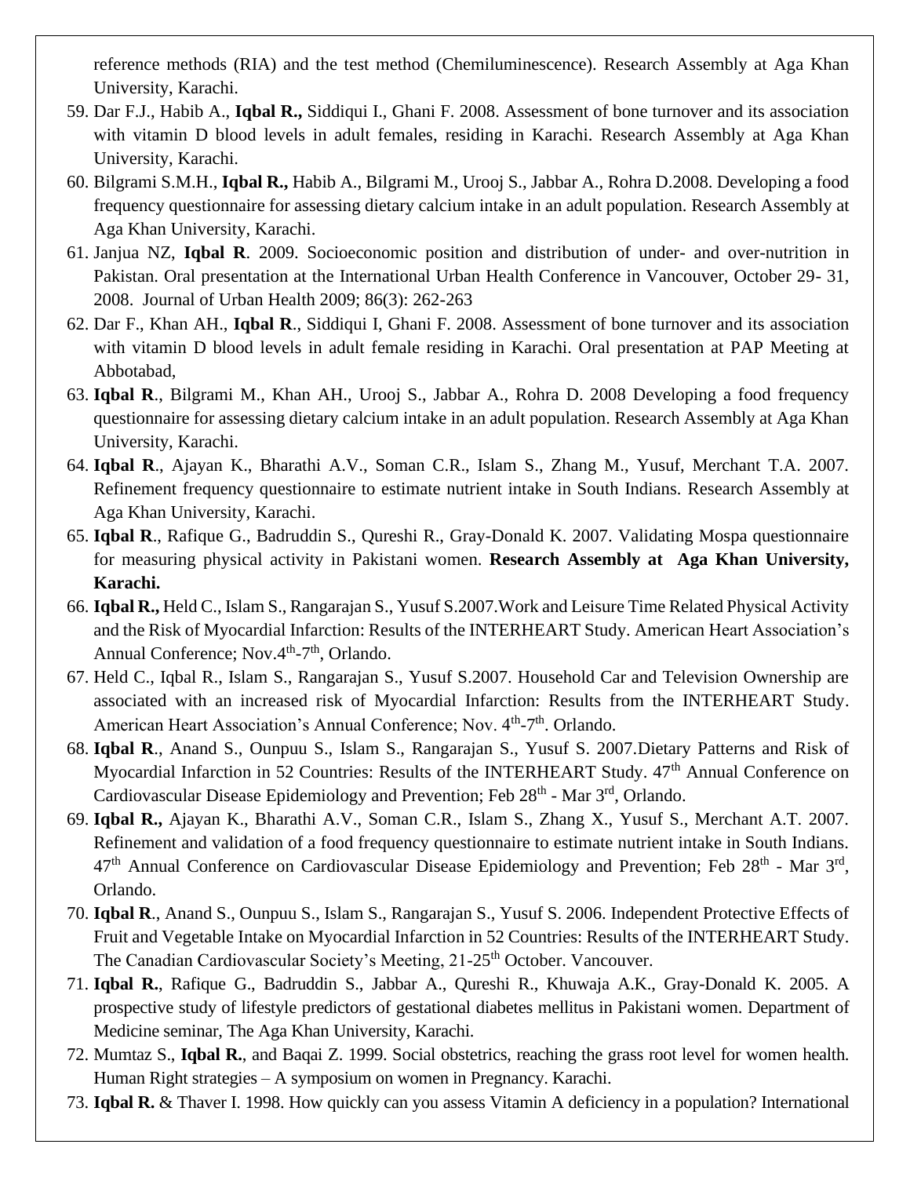reference methods (RIA) and the test method (Chemiluminescence). Research Assembly at Aga Khan University, Karachi.

59. Dar F.J., Habib A., **Iqbal R.,** Siddiqui I., Ghani F. 2008. Assessment of bone turnover and its association with vitamin D blood levels in adult females, residing in Karachi. Research Assembly at Aga Khan University, Karachi.
60. Bilgrami S.M.H., **Iqbal R.,** Habib A., Bilgrami M., Urooj S., Jabbar A., Rohra D.2008. Developing a food frequency questionnaire for assessing dietary calcium intake in an adult population. Research Assembly at Aga Khan University, Karachi.
61. Janjua NZ, **Iqbal R**. 2009. Socioeconomic position and distribution of under- and over-nutrition in Pakistan. Oral presentation at the International Urban Health Conference in Vancouver, October 29- 31, 2008. Journal of Urban Health 2009; 86(3): 262-263
62. Dar F., Khan AH., **Iqbal R**., Siddiqui I, Ghani F. 2008. Assessment of bone turnover and its association with vitamin D blood levels in adult female residing in Karachi. Oral presentation at PAP Meeting at Abbotabad,
63. **Iqbal R**., Bilgrami M., Khan AH., Urooj S., Jabbar A., Rohra D. 2008 Developing a food frequency questionnaire for assessing dietary calcium intake in an adult population. Research Assembly at Aga Khan University, Karachi.
64. **Iqbal R**., Ajayan K., Bharathi A.V., Soman C.R., Islam S., Zhang M., Yusuf, Merchant T.A. 2007. Refinement frequency questionnaire to estimate nutrient intake in South Indians. Research Assembly at Aga Khan University, Karachi.
65. **Iqbal R**., Rafique G., Badruddin S., Qureshi R., Gray-Donald K. 2007. Validating Mospa questionnaire for measuring physical activity in Pakistani women. **Research Assembly at Aga Khan University, Karachi.**
66. **Iqbal R.,** Held C., Islam S., Rangarajan S., Yusuf S.2007.Work and Leisure Time Related Physical Activity and the Risk of Myocardial Infarction: Results of the INTERHEART Study. American Heart Association's Annual Conference; Nov.4th-7th, Orlando.
67. Held C., Iqbal R., Islam S., Rangarajan S., Yusuf S.2007. Household Car and Television Ownership are associated with an increased risk of Myocardial Infarction: Results from the INTERHEART Study. American Heart Association's Annual Conference; Nov. 4th-7th. Orlando.
68. **Iqbal R**., Anand S., Ounpuu S., Islam S., Rangarajan S., Yusuf S. 2007.Dietary Patterns and Risk of Myocardial Infarction in 52 Countries: Results of the INTERHEART Study. 47th Annual Conference on Cardiovascular Disease Epidemiology and Prevention; Feb 28th - Mar 3rd, Orlando.
69. **Iqbal R.,** Ajayan K., Bharathi A.V., Soman C.R., Islam S., Zhang X., Yusuf S., Merchant A.T. 2007. Refinement and validation of a food frequency questionnaire to estimate nutrient intake in South Indians. 47th Annual Conference on Cardiovascular Disease Epidemiology and Prevention; Feb 28th - Mar 3rd, Orlando.
70. **Iqbal R**., Anand S., Ounpuu S., Islam S., Rangarajan S., Yusuf S. 2006. Independent Protective Effects of Fruit and Vegetable Intake on Myocardial Infarction in 52 Countries: Results of the INTERHEART Study. The Canadian Cardiovascular Society's Meeting, 21-25th October. Vancouver.
71. **Iqbal R.**, Rafique G., Badruddin S., Jabbar A., Qureshi R., Khuwaja A.K., Gray-Donald K. 2005. A prospective study of lifestyle predictors of gestational diabetes mellitus in Pakistani women. Department of Medicine seminar, The Aga Khan University, Karachi.
72. Mumtaz S., **Iqbal R.**, and Baqai Z. 1999. Social obstetrics, reaching the grass root level for women health. Human Right strategies – A symposium on women in Pregnancy. Karachi.
73. **Iqbal R.** & Thaver I. 1998. How quickly can you assess Vitamin A deficiency in a population? International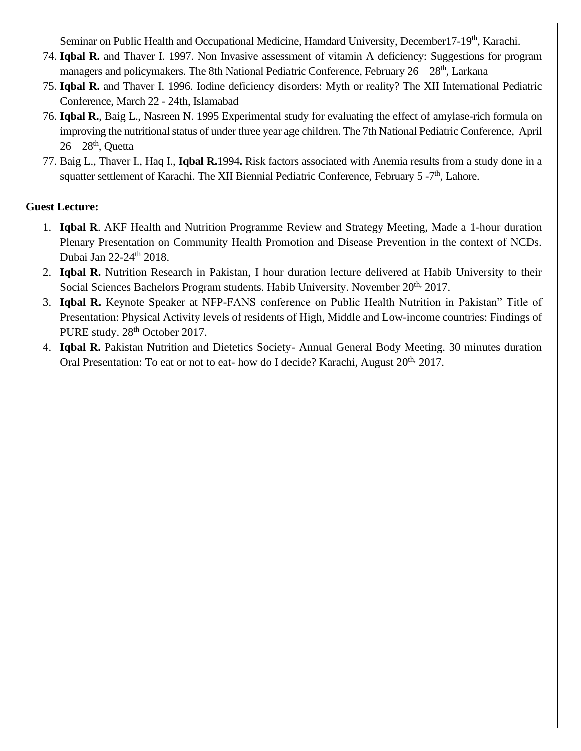Seminar on Public Health and Occupational Medicine, Hamdard University, December17-19th, Karachi.

74. **Iqbal R.** and Thaver I. 1997. Non Invasive assessment of vitamin A deficiency: Suggestions for program managers and policymakers. The 8th National Pediatric Conference, February 26 – 28th, Larkana
75. **Iqbal R.** and Thaver I. 1996. Iodine deficiency disorders: Myth or reality? The XII International Pediatric Conference, March 22 - 24th, Islamabad
76. **Iqbal R.**, Baig L., Nasreen N. 1995 Experimental study for evaluating the effect of amylase-rich formula on improving the nutritional status of under three year age children. The 7th National Pediatric Conference, April 26 – 28th, Quetta
77. Baig L., Thaver I., Haq I., **Iqbal R.**1994**.** Risk factors associated with Anemia results from a study done in a squatter settlement of Karachi. The XII Biennial Pediatric Conference, February 5 -7th, Lahore.

**Guest Lecture:**

1. **Iqbal R**. AKF Health and Nutrition Programme Review and Strategy Meeting, Made a 1-hour duration Plenary Presentation on Community Health Promotion and Disease Prevention in the context of NCDs. Dubai Jan 22-24th 2018.
2. **Iqbal R.** Nutrition Research in Pakistan, I hour duration lecture delivered at Habib University to their Social Sciences Bachelors Program students. Habib University. November 20th, 2017.
3. **Iqbal R.** Keynote Speaker at NFP-FANS conference on Public Health Nutrition in Pakistan" Title of Presentation: Physical Activity levels of residents of High, Middle and Low-income countries: Findings of PURE study. 28th October 2017.
4. **Iqbal R.** Pakistan Nutrition and Dietetics Society- Annual General Body Meeting. 30 minutes duration Oral Presentation: To eat or not to eat- how do I decide? Karachi, August 20th, 2017.